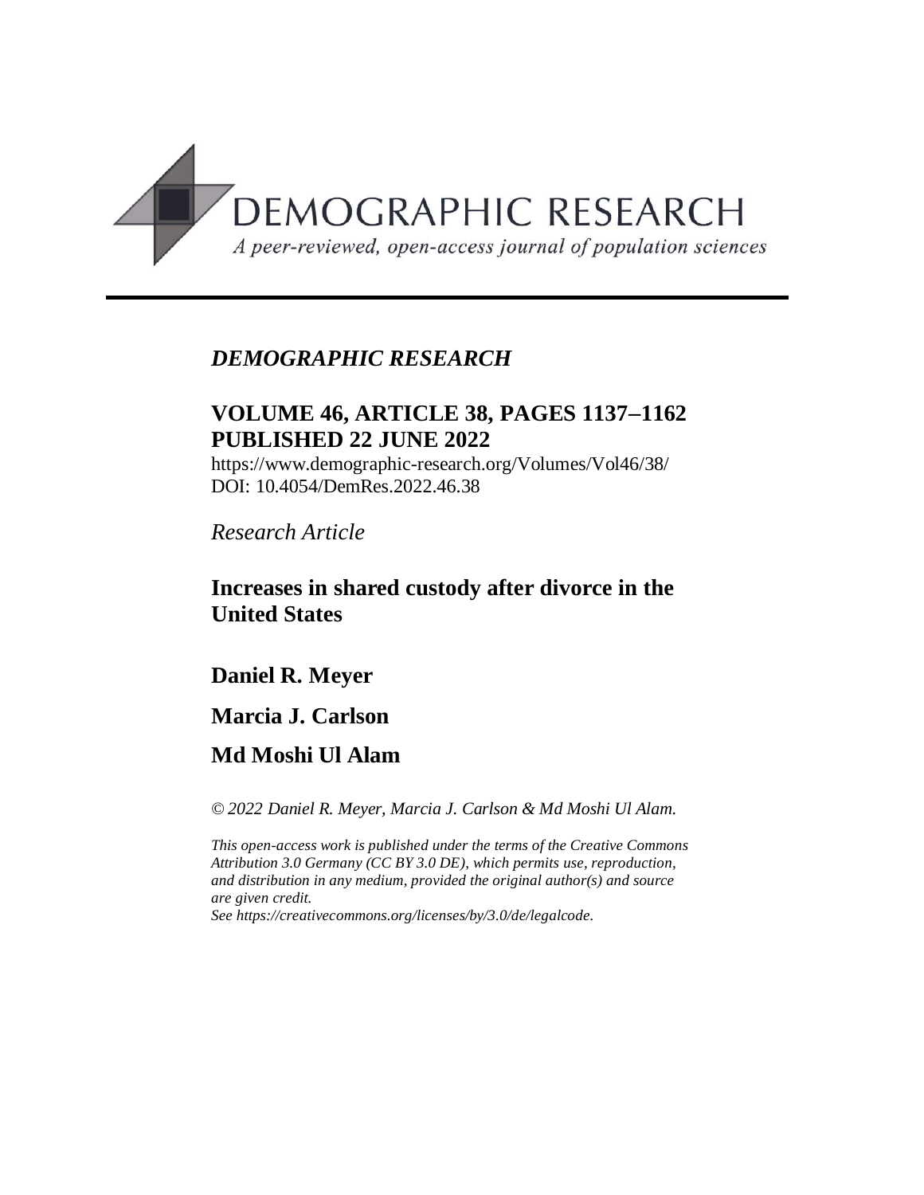DEMOGRAPHIC RESEARCH

*A peer-reviewed, open-access journal of population sciences*

---

*DEMOGRAPHIC RESEARCH*

**VOLUME 46, ARTICLE 38, PAGES 1137–1162**
**PUBLISHED 22 JUNE 2022**

https://www.demographic-research.org/Volumes/Vol46/38/
DOI: 10.4054/DemRes.2022.46.38

*Research Article*

# Increases in shared custody after divorce in the United States

**Daniel R. Meyer**

**Marcia J. Carlson**

**Md Moshi Ul Alam**

*© 2022 Daniel R. Meyer, Marcia J. Carlson & Md Moshi Ul Alam.*

*This open-access work is published under the terms of the Creative Commons Attribution 3.0 Germany (CC BY 3.0 DE), which permits use, reproduction, and distribution in any medium, provided the original author(s) and source are given credit.*
*See https://creativecommons.org/licenses/by/3.0/de/legalcode.*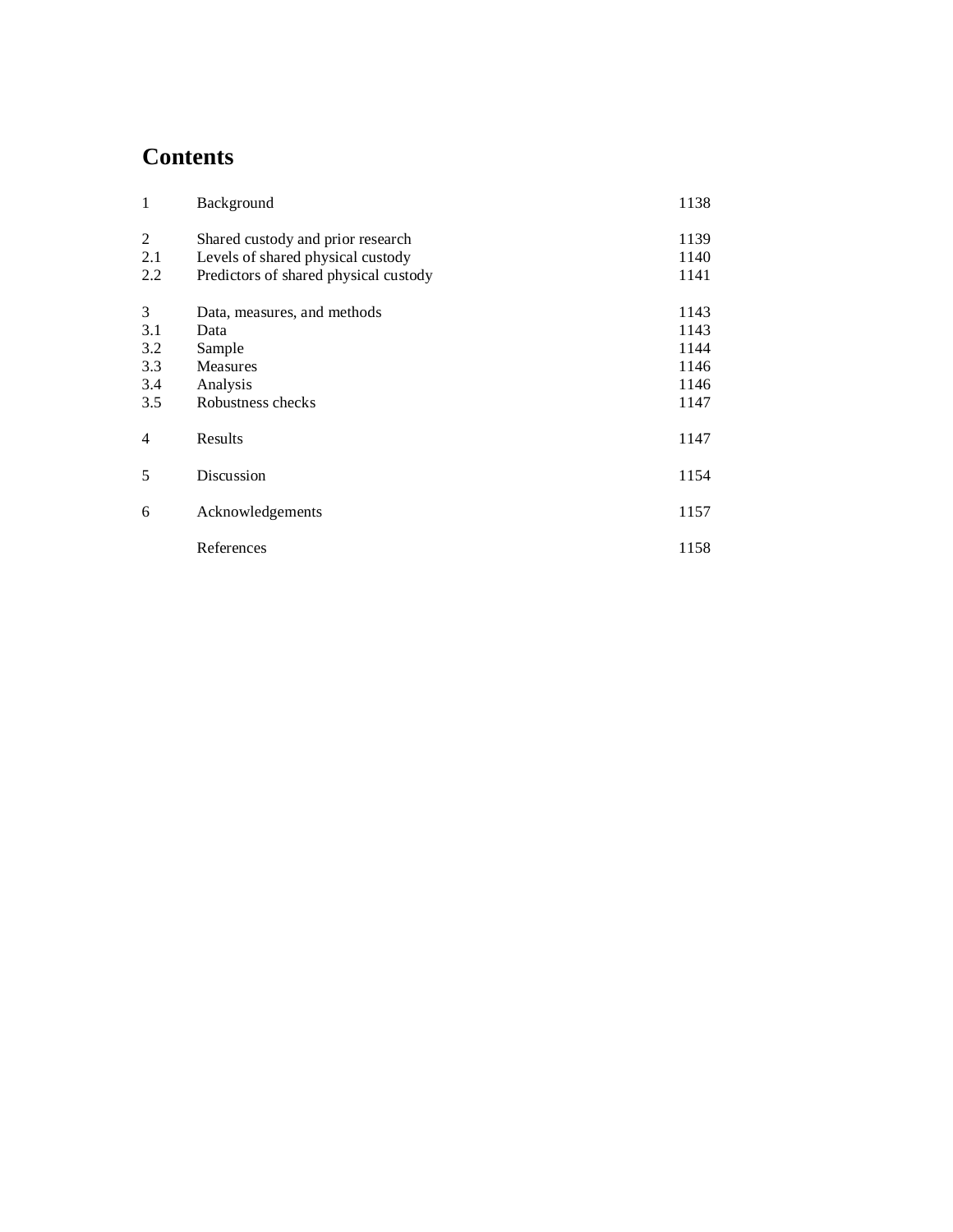# Contents

| | | |
|---|---|---|
| 1 | Background | 1138 |
| 2 | Shared custody and prior research | 1139 |
| 2.1 | Levels of shared physical custody | 1140 |
| 2.2 | Predictors of shared physical custody | 1141 |
| 3 | Data, measures, and methods | 1143 |
| 3.1 | Data | 1143 |
| 3.2 | Sample | 1144 |
| 3.3 | Measures | 1146 |
| 3.4 | Analysis | 1146 |
| 3.5 | Robustness checks | 1147 |
| 4 | Results | 1147 |
| 5 | Discussion | 1154 |
| 6 | Acknowledgements | 1157 |
| | References | 1158 |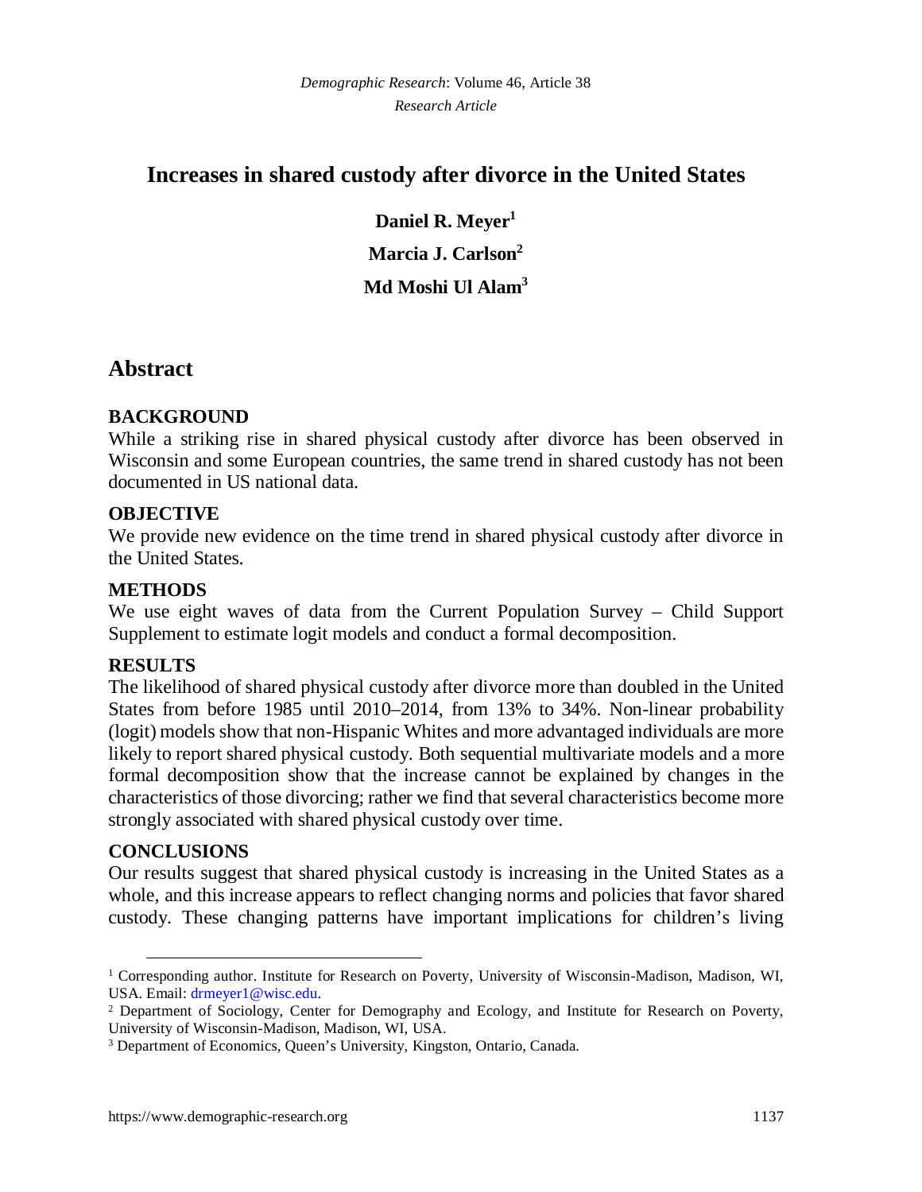# Increases in shared custody after divorce in the United States

**Daniel R. Meyer**[1]

**Marcia J. Carlson**[2]

**Md Moshi Ul Alam**[3]

## Abstract

### BACKGROUND

While a striking rise in shared physical custody after divorce has been observed in Wisconsin and some European countries, the same trend in shared custody has not been documented in US national data.

### OBJECTIVE

We provide new evidence on the time trend in shared physical custody after divorce in the United States.

### METHODS

We use eight waves of data from the Current Population Survey – Child Support Supplement to estimate logit models and conduct a formal decomposition.

### RESULTS

The likelihood of shared physical custody after divorce more than doubled in the United States from before 1985 until 2010–2014, from 13% to 34%. Non-linear probability (logit) models show that non-Hispanic Whites and more advantaged individuals are more likely to report shared physical custody. Both sequential multivariate models and a more formal decomposition show that the increase cannot be explained by changes in the characteristics of those divorcing; rather we find that several characteristics become more strongly associated with shared physical custody over time.

### CONCLUSIONS

Our results suggest that shared physical custody is increasing in the United States as a whole, and this increase appears to reflect changing norms and policies that favor shared custody. These changing patterns have important implications for children's living

---

[1] Corresponding author. Institute for Research on Poverty, University of Wisconsin-Madison, Madison, WI, USA. Email: drmeyer1@wisc.edu.

[2] Department of Sociology, Center for Demography and Ecology, and Institute for Research on Poverty, University of Wisconsin-Madison, Madison, WI, USA.

[3] Department of Economics, Queen's University, Kingston, Ontario, Canada.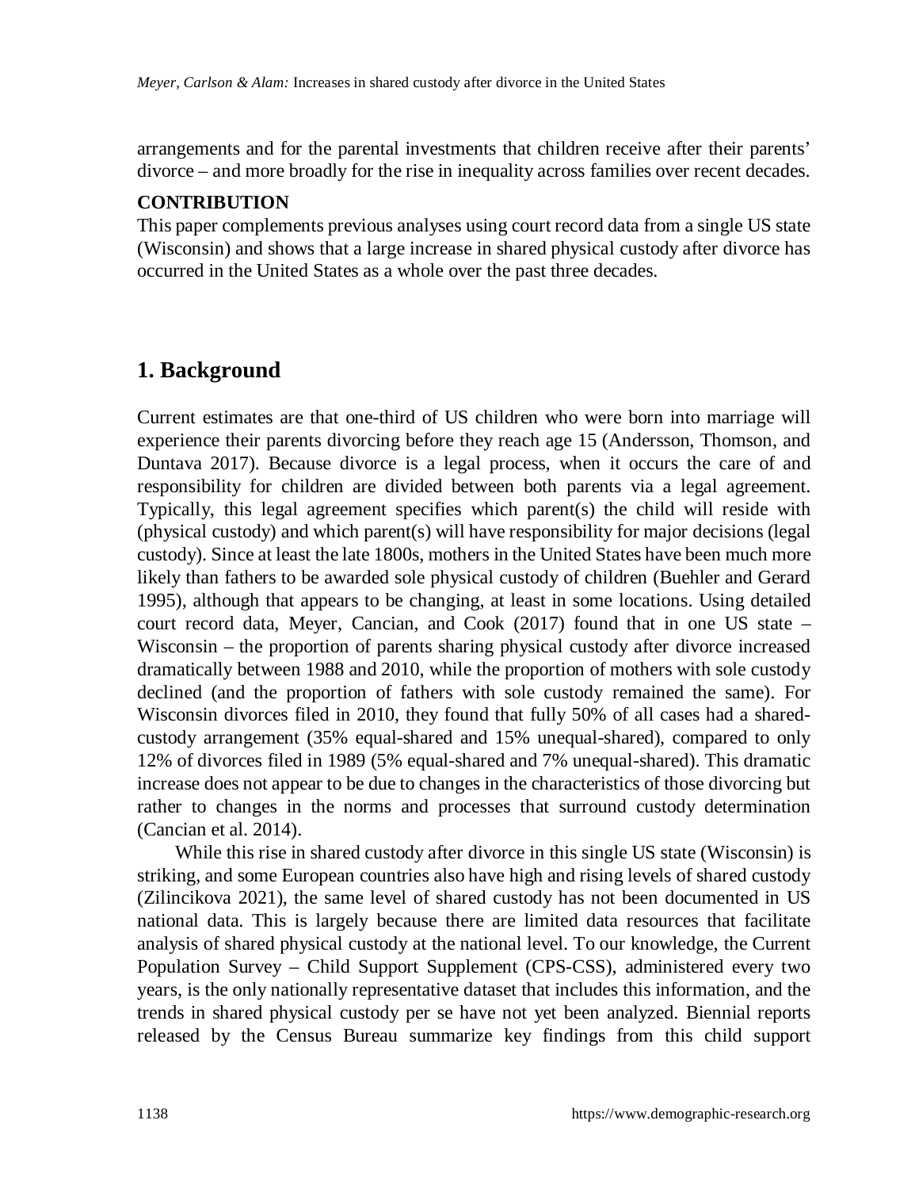arrangements and for the parental investments that children receive after their parents' divorce – and more broadly for the rise in inequality across families over recent decades.

**CONTRIBUTION**

This paper complements previous analyses using court record data from a single US state (Wisconsin) and shows that a large increase in shared physical custody after divorce has occurred in the United States as a whole over the past three decades.

## 1. Background

Current estimates are that one-third of US children who were born into marriage will experience their parents divorcing before they reach age 15 (Andersson, Thomson, and Duntava 2017). Because divorce is a legal process, when it occurs the care of and responsibility for children are divided between both parents via a legal agreement. Typically, this legal agreement specifies which parent(s) the child will reside with (physical custody) and which parent(s) will have responsibility for major decisions (legal custody). Since at least the late 1800s, mothers in the United States have been much more likely than fathers to be awarded sole physical custody of children (Buehler and Gerard 1995), although that appears to be changing, at least in some locations. Using detailed court record data, Meyer, Cancian, and Cook (2017) found that in one US state – Wisconsin – the proportion of parents sharing physical custody after divorce increased dramatically between 1988 and 2010, while the proportion of mothers with sole custody declined (and the proportion of fathers with sole custody remained the same). For Wisconsin divorces filed in 2010, they found that fully 50% of all cases had a shared-custody arrangement (35% equal-shared and 15% unequal-shared), compared to only 12% of divorces filed in 1989 (5% equal-shared and 7% unequal-shared). This dramatic increase does not appear to be due to changes in the characteristics of those divorcing but rather to changes in the norms and processes that surround custody determination (Cancian et al. 2014).

While this rise in shared custody after divorce in this single US state (Wisconsin) is striking, and some European countries also have high and rising levels of shared custody (Zilincikova 2021), the same level of shared custody has not been documented in US national data. This is largely because there are limited data resources that facilitate analysis of shared physical custody at the national level. To our knowledge, the Current Population Survey – Child Support Supplement (CPS-CSS), administered every two years, is the only nationally representative dataset that includes this information, and the trends in shared physical custody per se have not yet been analyzed. Biennial reports released by the Census Bureau summarize key findings from this child support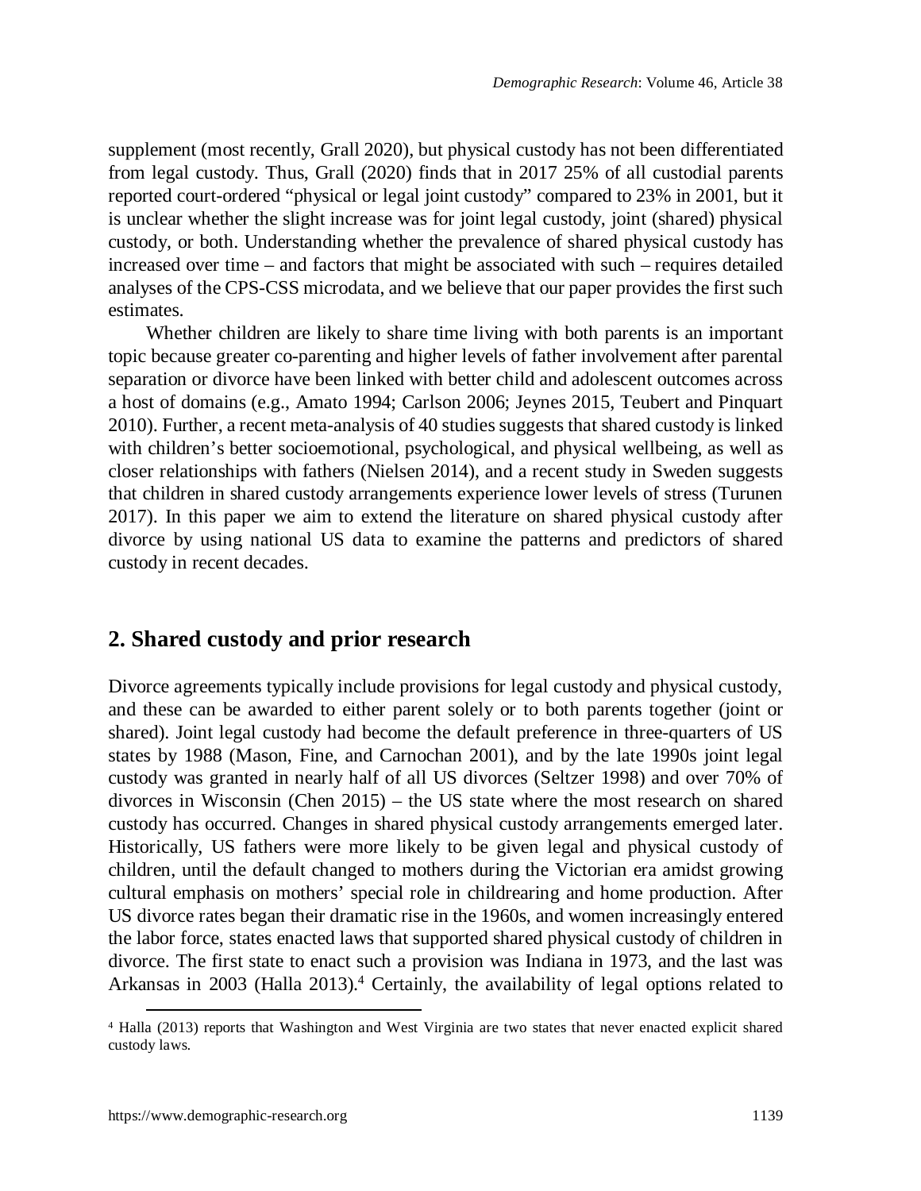supplement (most recently, Grall 2020), but physical custody has not been differentiated from legal custody. Thus, Grall (2020) finds that in 2017 25% of all custodial parents reported court-ordered "physical or legal joint custody" compared to 23% in 2001, but it is unclear whether the slight increase was for joint legal custody, joint (shared) physical custody, or both. Understanding whether the prevalence of shared physical custody has increased over time – and factors that might be associated with such – requires detailed analyses of the CPS-CSS microdata, and we believe that our paper provides the first such estimates.

Whether children are likely to share time living with both parents is an important topic because greater co-parenting and higher levels of father involvement after parental separation or divorce have been linked with better child and adolescent outcomes across a host of domains (e.g., Amato 1994; Carlson 2006; Jeynes 2015, Teubert and Pinquart 2010). Further, a recent meta-analysis of 40 studies suggests that shared custody is linked with children's better socioemotional, psychological, and physical wellbeing, as well as closer relationships with fathers (Nielsen 2014), and a recent study in Sweden suggests that children in shared custody arrangements experience lower levels of stress (Turunen 2017). In this paper we aim to extend the literature on shared physical custody after divorce by using national US data to examine the patterns and predictors of shared custody in recent decades.

## 2. Shared custody and prior research

Divorce agreements typically include provisions for legal custody and physical custody, and these can be awarded to either parent solely or to both parents together (joint or shared). Joint legal custody had become the default preference in three-quarters of US states by 1988 (Mason, Fine, and Carnochan 2001), and by the late 1990s joint legal custody was granted in nearly half of all US divorces (Seltzer 1998) and over 70% of divorces in Wisconsin (Chen 2015) – the US state where the most research on shared custody has occurred. Changes in shared physical custody arrangements emerged later. Historically, US fathers were more likely to be given legal and physical custody of children, until the default changed to mothers during the Victorian era amidst growing cultural emphasis on mothers' special role in childrearing and home production. After US divorce rates began their dramatic rise in the 1960s, and women increasingly entered the labor force, states enacted laws that supported shared physical custody of children in divorce. The first state to enact such a provision was Indiana in 1973, and the last was Arkansas in 2003 (Halla 2013).[4] Certainly, the availability of legal options related to

[4] Halla (2013) reports that Washington and West Virginia are two states that never enacted explicit shared custody laws.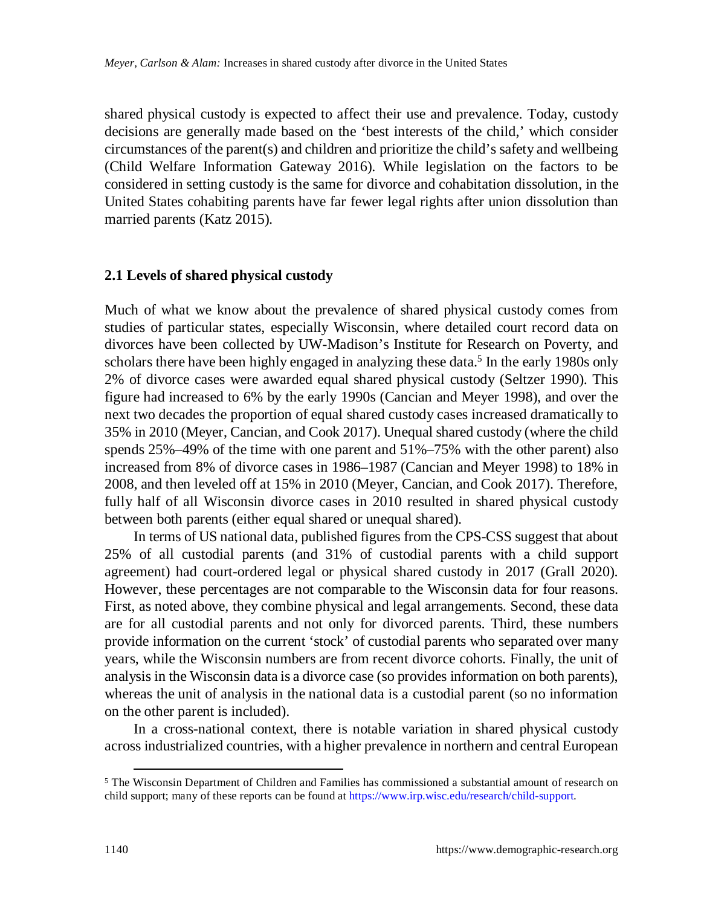shared physical custody is expected to affect their use and prevalence. Today, custody decisions are generally made based on the 'best interests of the child,' which consider circumstances of the parent(s) and children and prioritize the child's safety and wellbeing (Child Welfare Information Gateway 2016). While legislation on the factors to be considered in setting custody is the same for divorce and cohabitation dissolution, in the United States cohabiting parents have far fewer legal rights after union dissolution than married parents (Katz 2015).

## 2.1 Levels of shared physical custody

Much of what we know about the prevalence of shared physical custody comes from studies of particular states, especially Wisconsin, where detailed court record data on divorces have been collected by UW-Madison's Institute for Research on Poverty, and scholars there have been highly engaged in analyzing these data.[5] In the early 1980s only 2% of divorce cases were awarded equal shared physical custody (Seltzer 1990). This figure had increased to 6% by the early 1990s (Cancian and Meyer 1998), and over the next two decades the proportion of equal shared custody cases increased dramatically to 35% in 2010 (Meyer, Cancian, and Cook 2017). Unequal shared custody (where the child spends 25%–49% of the time with one parent and 51%–75% with the other parent) also increased from 8% of divorce cases in 1986–1987 (Cancian and Meyer 1998) to 18% in 2008, and then leveled off at 15% in 2010 (Meyer, Cancian, and Cook 2017). Therefore, fully half of all Wisconsin divorce cases in 2010 resulted in shared physical custody between both parents (either equal shared or unequal shared).

In terms of US national data, published figures from the CPS-CSS suggest that about 25% of all custodial parents (and 31% of custodial parents with a child support agreement) had court-ordered legal or physical shared custody in 2017 (Grall 2020). However, these percentages are not comparable to the Wisconsin data for four reasons. First, as noted above, they combine physical and legal arrangements. Second, these data are for all custodial parents and not only for divorced parents. Third, these numbers provide information on the current 'stock' of custodial parents who separated over many years, while the Wisconsin numbers are from recent divorce cohorts. Finally, the unit of analysis in the Wisconsin data is a divorce case (so provides information on both parents), whereas the unit of analysis in the national data is a custodial parent (so no information on the other parent is included).

In a cross-national context, there is notable variation in shared physical custody across industrialized countries, with a higher prevalence in northern and central European

[5] The Wisconsin Department of Children and Families has commissioned a substantial amount of research on child support; many of these reports can be found at https://www.irp.wisc.edu/research/child-support.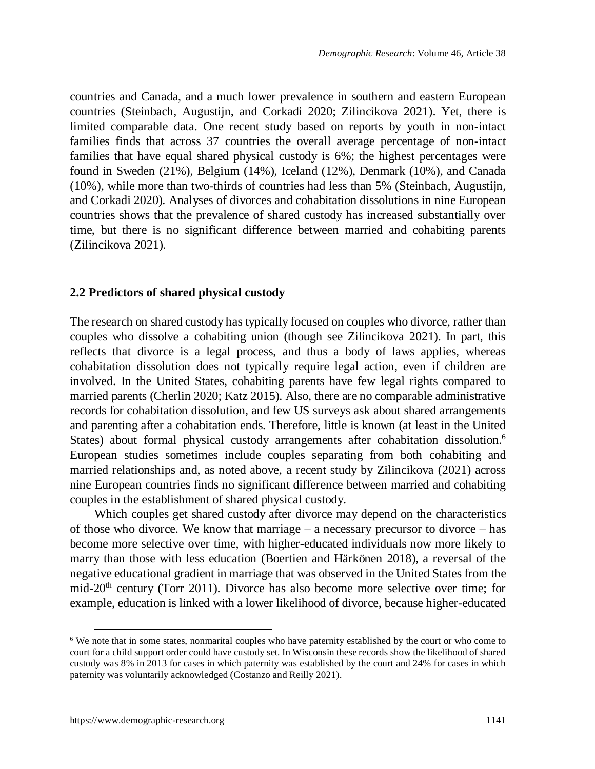countries and Canada, and a much lower prevalence in southern and eastern European countries (Steinbach, Augustijn, and Corkadi 2020; Zilincikova 2021). Yet, there is limited comparable data. One recent study based on reports by youth in non-intact families finds that across 37 countries the overall average percentage of non-intact families that have equal shared physical custody is 6%; the highest percentages were found in Sweden (21%), Belgium (14%), Iceland (12%), Denmark (10%), and Canada (10%), while more than two-thirds of countries had less than 5% (Steinbach, Augustijn, and Corkadi 2020). Analyses of divorces and cohabitation dissolutions in nine European countries shows that the prevalence of shared custody has increased substantially over time, but there is no significant difference between married and cohabiting parents (Zilincikova 2021).

## 2.2 Predictors of shared physical custody

The research on shared custody has typically focused on couples who divorce, rather than couples who dissolve a cohabiting union (though see Zilincikova 2021). In part, this reflects that divorce is a legal process, and thus a body of laws applies, whereas cohabitation dissolution does not typically require legal action, even if children are involved. In the United States, cohabiting parents have few legal rights compared to married parents (Cherlin 2020; Katz 2015). Also, there are no comparable administrative records for cohabitation dissolution, and few US surveys ask about shared arrangements and parenting after a cohabitation ends. Therefore, little is known (at least in the United States) about formal physical custody arrangements after cohabitation dissolution.[6] European studies sometimes include couples separating from both cohabiting and married relationships and, as noted above, a recent study by Zilincikova (2021) across nine European countries finds no significant difference between married and cohabiting couples in the establishment of shared physical custody.

Which couples get shared custody after divorce may depend on the characteristics of those who divorce. We know that marriage – a necessary precursor to divorce – has become more selective over time, with higher-educated individuals now more likely to marry than those with less education (Boertien and Härkönen 2018), a reversal of the negative educational gradient in marriage that was observed in the United States from the mid-20th century (Torr 2011). Divorce has also become more selective over time; for example, education is linked with a lower likelihood of divorce, because higher-educated

[6] We note that in some states, nonmarital couples who have paternity established by the court or who come to court for a child support order could have custody set. In Wisconsin these records show the likelihood of shared custody was 8% in 2013 for cases in which paternity was established by the court and 24% for cases in which paternity was voluntarily acknowledged (Costanzo and Reilly 2021).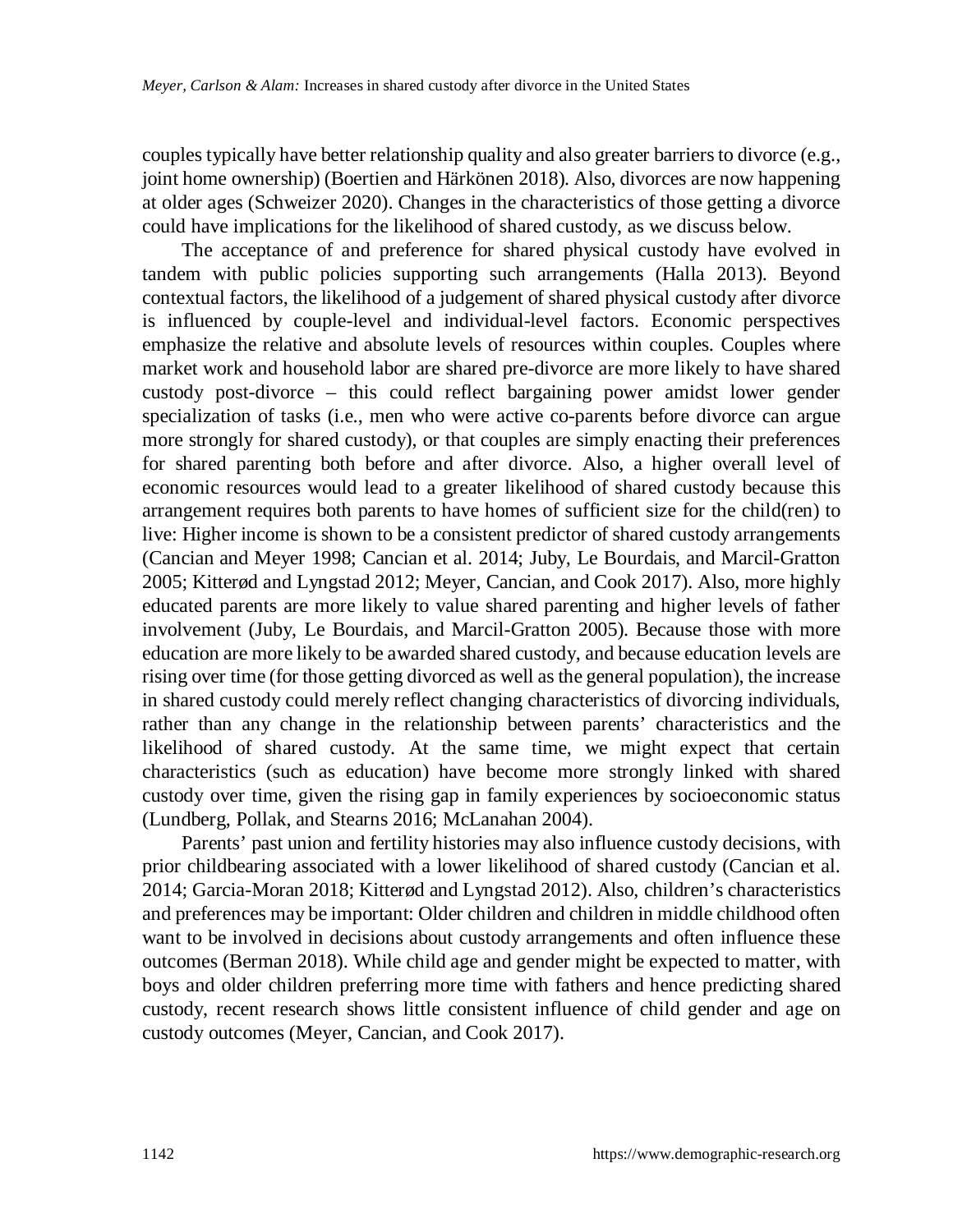couples typically have better relationship quality and also greater barriers to divorce (e.g., joint home ownership) (Boertien and Härkönen 2018). Also, divorces are now happening at older ages (Schweizer 2020). Changes in the characteristics of those getting a divorce could have implications for the likelihood of shared custody, as we discuss below.

The acceptance of and preference for shared physical custody have evolved in tandem with public policies supporting such arrangements (Halla 2013). Beyond contextual factors, the likelihood of a judgement of shared physical custody after divorce is influenced by couple-level and individual-level factors. Economic perspectives emphasize the relative and absolute levels of resources within couples. Couples where market work and household labor are shared pre-divorce are more likely to have shared custody post-divorce – this could reflect bargaining power amidst lower gender specialization of tasks (i.e., men who were active co-parents before divorce can argue more strongly for shared custody), or that couples are simply enacting their preferences for shared parenting both before and after divorce. Also, a higher overall level of economic resources would lead to a greater likelihood of shared custody because this arrangement requires both parents to have homes of sufficient size for the child(ren) to live: Higher income is shown to be a consistent predictor of shared custody arrangements (Cancian and Meyer 1998; Cancian et al. 2014; Juby, Le Bourdais, and Marcil-Gratton 2005; Kitterød and Lyngstad 2012; Meyer, Cancian, and Cook 2017). Also, more highly educated parents are more likely to value shared parenting and higher levels of father involvement (Juby, Le Bourdais, and Marcil-Gratton 2005). Because those with more education are more likely to be awarded shared custody, and because education levels are rising over time (for those getting divorced as well as the general population), the increase in shared custody could merely reflect changing characteristics of divorcing individuals, rather than any change in the relationship between parents' characteristics and the likelihood of shared custody. At the same time, we might expect that certain characteristics (such as education) have become more strongly linked with shared custody over time, given the rising gap in family experiences by socioeconomic status (Lundberg, Pollak, and Stearns 2016; McLanahan 2004).

Parents' past union and fertility histories may also influence custody decisions, with prior childbearing associated with a lower likelihood of shared custody (Cancian et al. 2014; Garcia-Moran 2018; Kitterød and Lyngstad 2012). Also, children's characteristics and preferences may be important: Older children and children in middle childhood often want to be involved in decisions about custody arrangements and often influence these outcomes (Berman 2018). While child age and gender might be expected to matter, with boys and older children preferring more time with fathers and hence predicting shared custody, recent research shows little consistent influence of child gender and age on custody outcomes (Meyer, Cancian, and Cook 2017).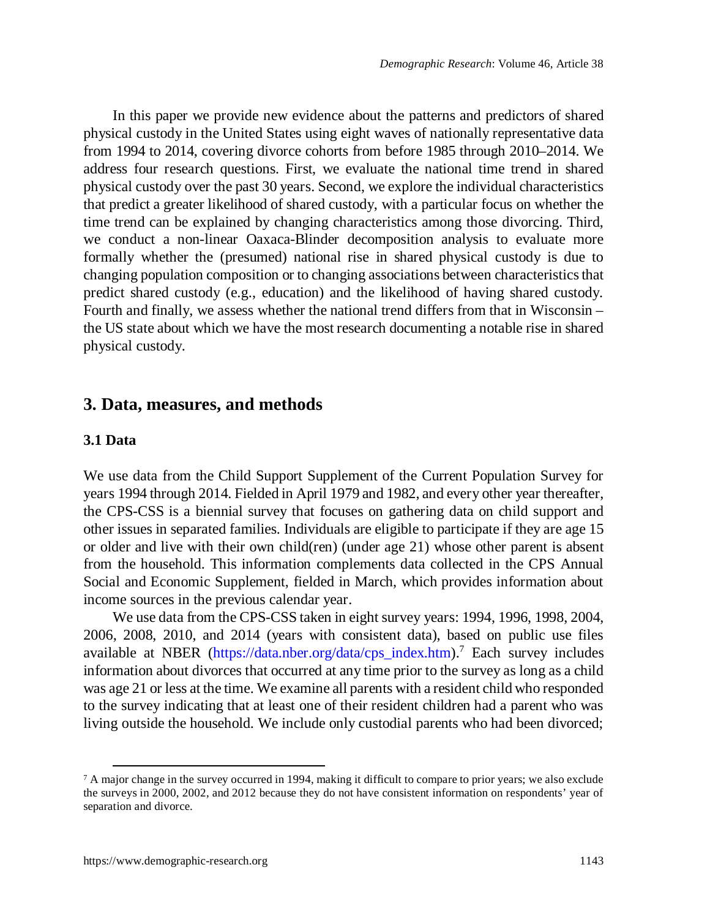In this paper we provide new evidence about the patterns and predictors of shared physical custody in the United States using eight waves of nationally representative data from 1994 to 2014, covering divorce cohorts from before 1985 through 2010–2014. We address four research questions. First, we evaluate the national time trend in shared physical custody over the past 30 years. Second, we explore the individual characteristics that predict a greater likelihood of shared custody, with a particular focus on whether the time trend can be explained by changing characteristics among those divorcing. Third, we conduct a non-linear Oaxaca-Blinder decomposition analysis to evaluate more formally whether the (presumed) national rise in shared physical custody is due to changing population composition or to changing associations between characteristics that predict shared custody (e.g., education) and the likelihood of having shared custody. Fourth and finally, we assess whether the national trend differs from that in Wisconsin – the US state about which we have the most research documenting a notable rise in shared physical custody.

## 3. Data, measures, and methods

### 3.1 Data

We use data from the Child Support Supplement of the Current Population Survey for years 1994 through 2014. Fielded in April 1979 and 1982, and every other year thereafter, the CPS-CSS is a biennial survey that focuses on gathering data on child support and other issues in separated families. Individuals are eligible to participate if they are age 15 or older and live with their own child(ren) (under age 21) whose other parent is absent from the household. This information complements data collected in the CPS Annual Social and Economic Supplement, fielded in March, which provides information about income sources in the previous calendar year.

We use data from the CPS-CSS taken in eight survey years: 1994, 1996, 1998, 2004, 2006, 2008, 2010, and 2014 (years with consistent data), based on public use files available at NBER (https://data.nber.org/data/cps_index.htm).[7] Each survey includes information about divorces that occurred at any time prior to the survey as long as a child was age 21 or less at the time. We examine all parents with a resident child who responded to the survey indicating that at least one of their resident children had a parent who was living outside the household. We include only custodial parents who had been divorced;

[7] A major change in the survey occurred in 1994, making it difficult to compare to prior years; we also exclude the surveys in 2000, 2002, and 2012 because they do not have consistent information on respondents' year of separation and divorce.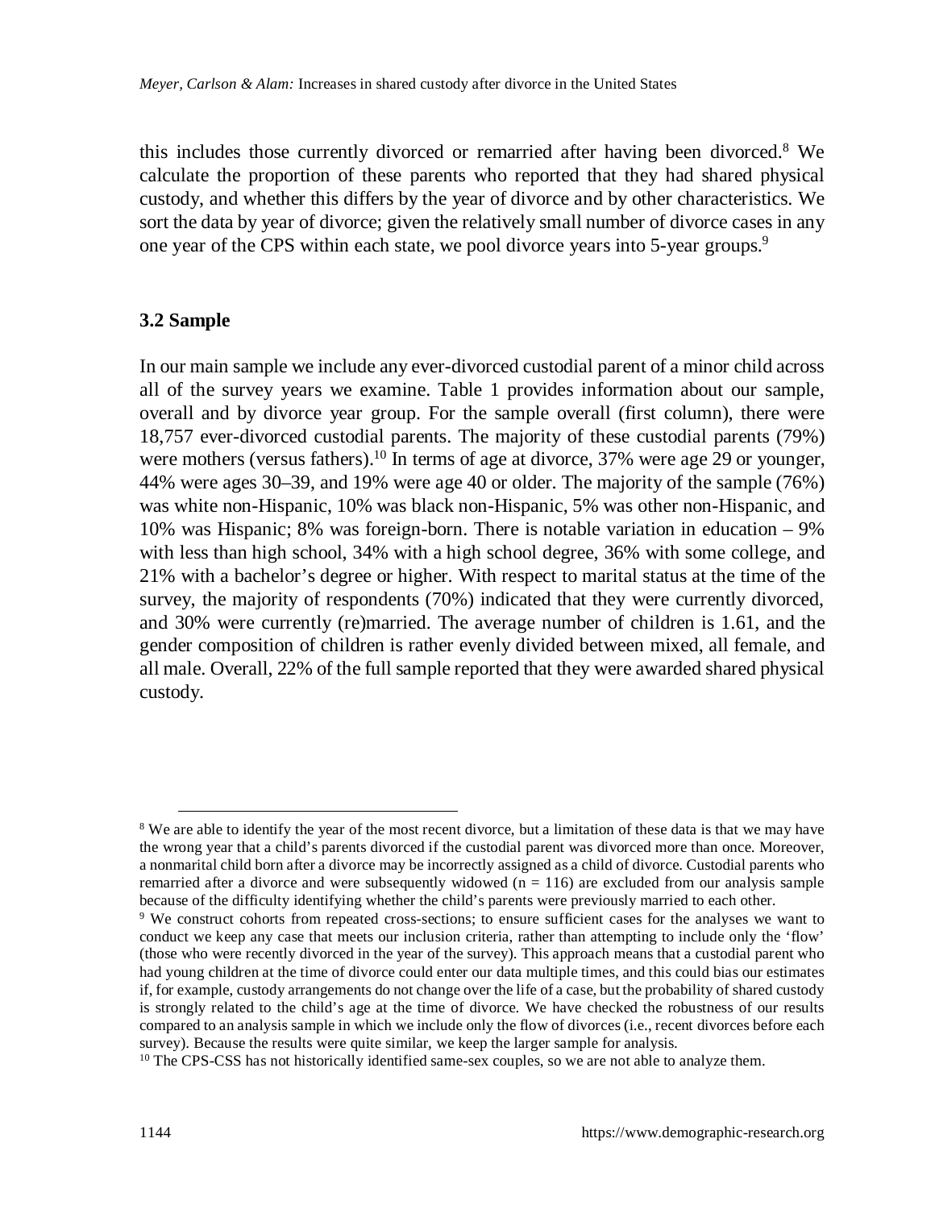this includes those currently divorced or remarried after having been divorced.[8] We calculate the proportion of these parents who reported that they had shared physical custody, and whether this differs by the year of divorce and by other characteristics. We sort the data by year of divorce; given the relatively small number of divorce cases in any one year of the CPS within each state, we pool divorce years into 5-year groups.[9]

### 3.2 Sample

In our main sample we include any ever-divorced custodial parent of a minor child across all of the survey years we examine. Table 1 provides information about our sample, overall and by divorce year group. For the sample overall (first column), there were 18,757 ever-divorced custodial parents. The majority of these custodial parents (79%) were mothers (versus fathers).[10] In terms of age at divorce, 37% were age 29 or younger, 44% were ages 30–39, and 19% were age 40 or older. The majority of the sample (76%) was white non-Hispanic, 10% was black non-Hispanic, 5% was other non-Hispanic, and 10% was Hispanic; 8% was foreign-born. There is notable variation in education – 9% with less than high school, 34% with a high school degree, 36% with some college, and 21% with a bachelor's degree or higher. With respect to marital status at the time of the survey, the majority of respondents (70%) indicated that they were currently divorced, and 30% were currently (re)married. The average number of children is 1.61, and the gender composition of children is rather evenly divided between mixed, all female, and all male. Overall, 22% of the full sample reported that they were awarded shared physical custody.

---

[8] We are able to identify the year of the most recent divorce, but a limitation of these data is that we may have the wrong year that a child's parents divorced if the custodial parent was divorced more than once. Moreover, a nonmarital child born after a divorce may be incorrectly assigned as a child of divorce. Custodial parents who remarried after a divorce and were subsequently widowed (n = 116) are excluded from our analysis sample because of the difficulty identifying whether the child's parents were previously married to each other.

[9] We construct cohorts from repeated cross-sections; to ensure sufficient cases for the analyses we want to conduct we keep any case that meets our inclusion criteria, rather than attempting to include only the 'flow' (those who were recently divorced in the year of the survey). This approach means that a custodial parent who had young children at the time of divorce could enter our data multiple times, and this could bias our estimates if, for example, custody arrangements do not change over the life of a case, but the probability of shared custody is strongly related to the child's age at the time of divorce. We have checked the robustness of our results compared to an analysis sample in which we include only the flow of divorces (i.e., recent divorces before each survey). Because the results were quite similar, we keep the larger sample for analysis.

[10] The CPS-CSS has not historically identified same-sex couples, so we are not able to analyze them.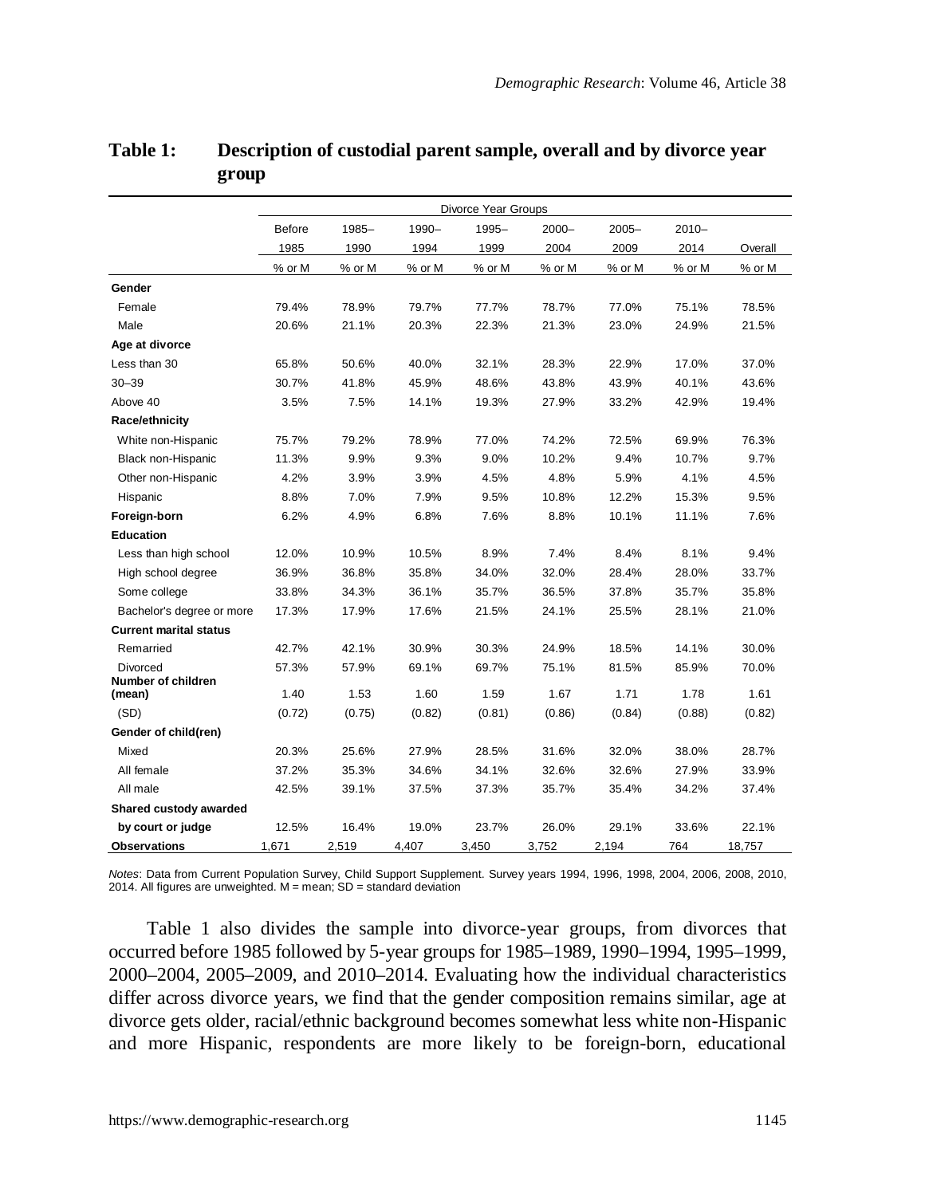**Table 1: Description of custodial parent sample, overall and by divorce year group**

| | Divorce Year Groups | | | | | | | |
|---|---|---|---|---|---|---|---|---|
| | Before 1985 | 1985–1990 | 1990–1994 | 1995–1999 | 2000–2004 | 2005–2009 | 2010–2014 | Overall |
| | % or M | % or M | % or M | % or M | % or M | % or M | % or M | % or M |
| **Gender** | | | | | | | | |
| Female | 79.4% | 78.9% | 79.7% | 77.7% | 78.7% | 77.0% | 75.1% | 78.5% |
| Male | 20.6% | 21.1% | 20.3% | 22.3% | 21.3% | 23.0% | 24.9% | 21.5% |
| **Age at divorce** | | | | | | | | |
| Less than 30 | 65.8% | 50.6% | 40.0% | 32.1% | 28.3% | 22.9% | 17.0% | 37.0% |
| 30–39 | 30.7% | 41.8% | 45.9% | 48.6% | 43.8% | 43.9% | 40.1% | 43.6% |
| Above 40 | 3.5% | 7.5% | 14.1% | 19.3% | 27.9% | 33.2% | 42.9% | 19.4% |
| **Race/ethnicity** | | | | | | | | |
| White non-Hispanic | 75.7% | 79.2% | 78.9% | 77.0% | 74.2% | 72.5% | 69.9% | 76.3% |
| Black non-Hispanic | 11.3% | 9.9% | 9.3% | 9.0% | 10.2% | 9.4% | 10.7% | 9.7% |
| Other non-Hispanic | 4.2% | 3.9% | 3.9% | 4.5% | 4.8% | 5.9% | 4.1% | 4.5% |
| Hispanic | 8.8% | 7.0% | 7.9% | 9.5% | 10.8% | 12.2% | 15.3% | 9.5% |
| **Foreign-born** | 6.2% | 4.9% | 6.8% | 7.6% | 8.8% | 10.1% | 11.1% | 7.6% |
| **Education** | | | | | | | | |
| Less than high school | 12.0% | 10.9% | 10.5% | 8.9% | 7.4% | 8.4% | 8.1% | 9.4% |
| High school degree | 36.9% | 36.8% | 35.8% | 34.0% | 32.0% | 28.4% | 28.0% | 33.7% |
| Some college | 33.8% | 34.3% | 36.1% | 35.7% | 36.5% | 37.8% | 35.7% | 35.8% |
| Bachelor's degree or more | 17.3% | 17.9% | 17.6% | 21.5% | 24.1% | 25.5% | 28.1% | 21.0% |
| **Current marital status** | | | | | | | | |
| Remarried | 42.7% | 42.1% | 30.9% | 30.3% | 24.9% | 18.5% | 14.1% | 30.0% |
| Divorced | 57.3% | 57.9% | 69.1% | 69.7% | 75.1% | 81.5% | 85.9% | 70.0% |
| **Number of children (mean)** | 1.40 | 1.53 | 1.60 | 1.59 | 1.67 | 1.71 | 1.78 | 1.61 |
| (SD) | (0.72) | (0.75) | (0.82) | (0.81) | (0.86) | (0.84) | (0.88) | (0.82) |
| **Gender of child(ren)** | | | | | | | | |
| Mixed | 20.3% | 25.6% | 27.9% | 28.5% | 31.6% | 32.0% | 38.0% | 28.7% |
| All female | 37.2% | 35.3% | 34.6% | 34.1% | 32.6% | 32.6% | 27.9% | 33.9% |
| All male | 42.5% | 39.1% | 37.5% | 37.3% | 35.7% | 35.4% | 34.2% | 37.4% |
| **Shared custody awarded by court or judge** | 12.5% | 16.4% | 19.0% | 23.7% | 26.0% | 29.1% | 33.6% | 22.1% |
| **Observations** | 1,671 | 2,519 | 4,407 | 3,450 | 3,752 | 2,194 | 764 | 18,757 |

*Notes*: Data from Current Population Survey, Child Support Supplement. Survey years 1994, 1996, 1998, 2004, 2006, 2008, 2010, 2014. All figures are unweighted. M = mean; SD = standard deviation

Table 1 also divides the sample into divorce-year groups, from divorces that occurred before 1985 followed by 5-year groups for 1985–1989, 1990–1994, 1995–1999, 2000–2004, 2005–2009, and 2010–2014. Evaluating how the individual characteristics differ across divorce years, we find that the gender composition remains similar, age at divorce gets older, racial/ethnic background becomes somewhat less white non-Hispanic and more Hispanic, respondents are more likely to be foreign-born, educational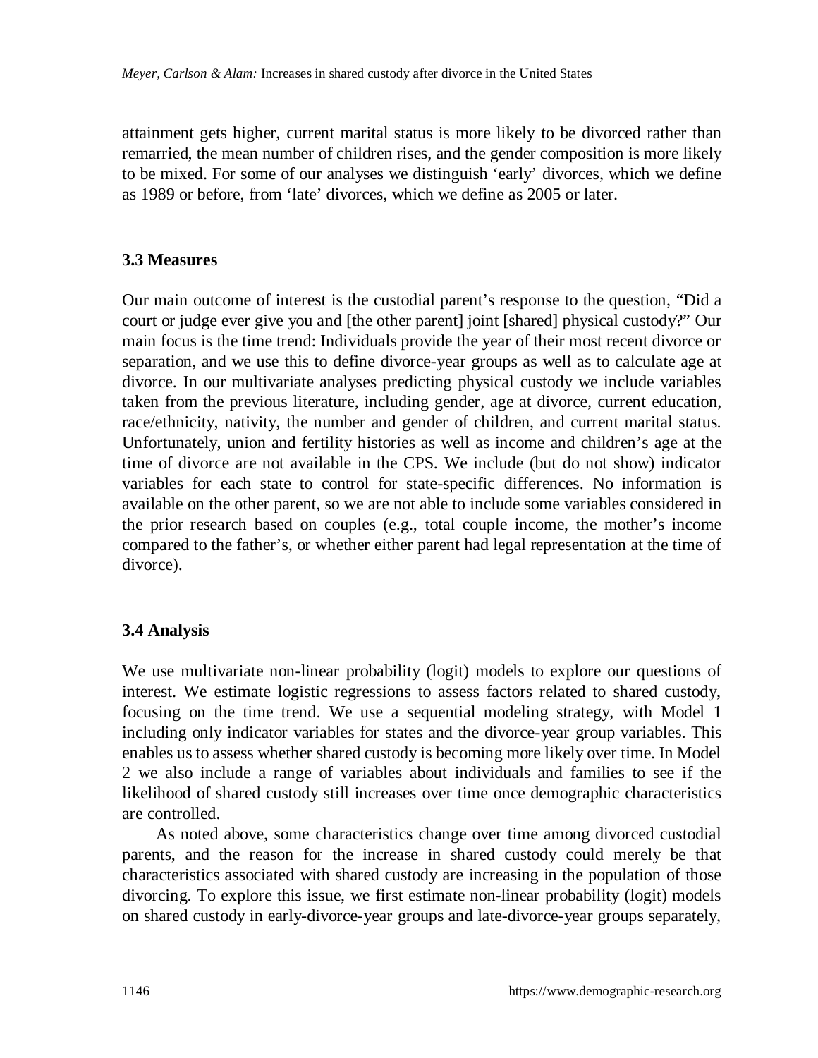attainment gets higher, current marital status is more likely to be divorced rather than remarried, the mean number of children rises, and the gender composition is more likely to be mixed. For some of our analyses we distinguish 'early' divorces, which we define as 1989 or before, from 'late' divorces, which we define as 2005 or later.

### 3.3 Measures

Our main outcome of interest is the custodial parent's response to the question, "Did a court or judge ever give you and [the other parent] joint [shared] physical custody?" Our main focus is the time trend: Individuals provide the year of their most recent divorce or separation, and we use this to define divorce-year groups as well as to calculate age at divorce. In our multivariate analyses predicting physical custody we include variables taken from the previous literature, including gender, age at divorce, current education, race/ethnicity, nativity, the number and gender of children, and current marital status. Unfortunately, union and fertility histories as well as income and children's age at the time of divorce are not available in the CPS. We include (but do not show) indicator variables for each state to control for state-specific differences. No information is available on the other parent, so we are not able to include some variables considered in the prior research based on couples (e.g., total couple income, the mother's income compared to the father's, or whether either parent had legal representation at the time of divorce).

### 3.4 Analysis

We use multivariate non-linear probability (logit) models to explore our questions of interest. We estimate logistic regressions to assess factors related to shared custody, focusing on the time trend. We use a sequential modeling strategy, with Model 1 including only indicator variables for states and the divorce-year group variables. This enables us to assess whether shared custody is becoming more likely over time. In Model 2 we also include a range of variables about individuals and families to see if the likelihood of shared custody still increases over time once demographic characteristics are controlled.

As noted above, some characteristics change over time among divorced custodial parents, and the reason for the increase in shared custody could merely be that characteristics associated with shared custody are increasing in the population of those divorcing. To explore this issue, we first estimate non-linear probability (logit) models on shared custody in early-divorce-year groups and late-divorce-year groups separately,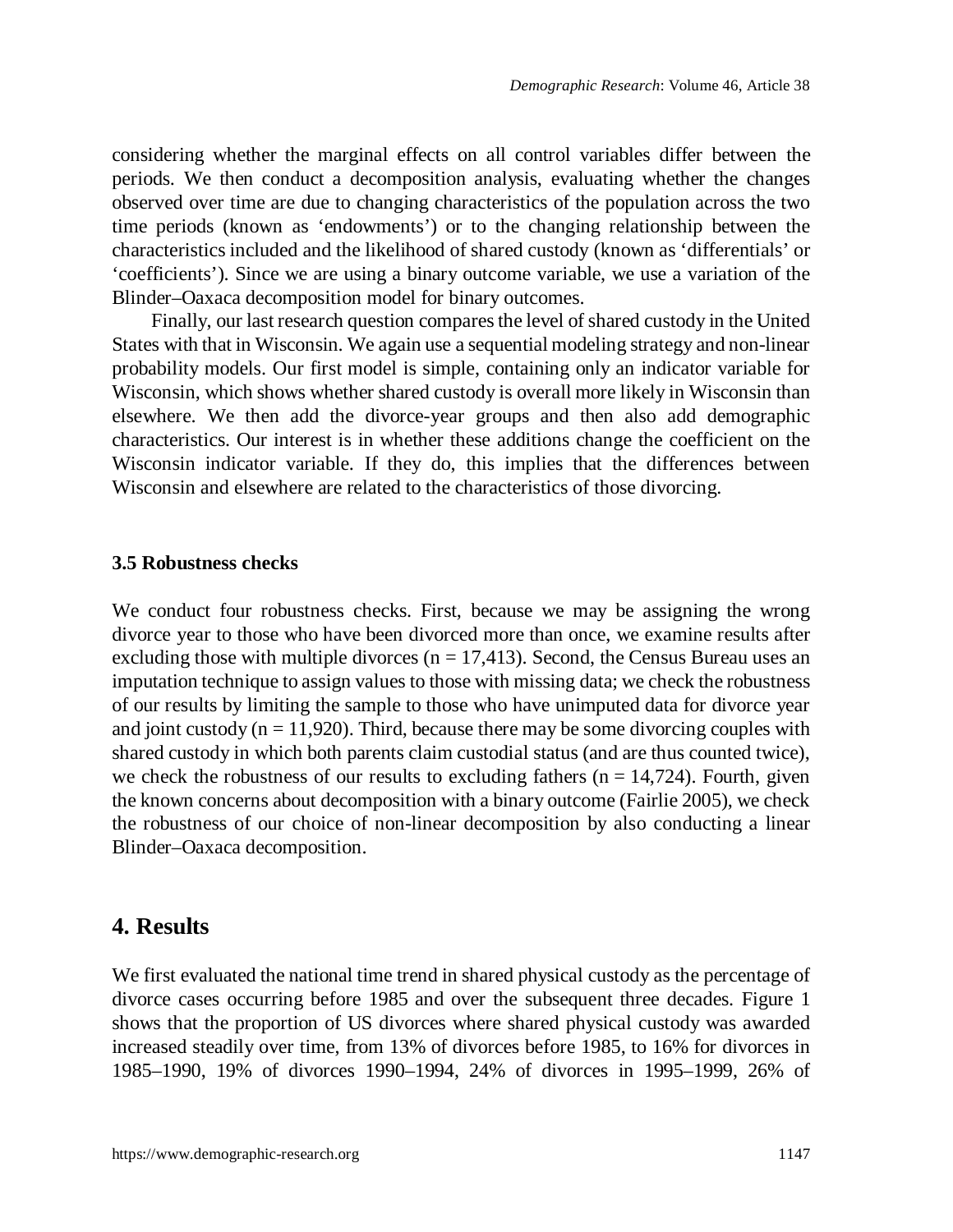considering whether the marginal effects on all control variables differ between the periods. We then conduct a decomposition analysis, evaluating whether the changes observed over time are due to changing characteristics of the population across the two time periods (known as 'endowments') or to the changing relationship between the characteristics included and the likelihood of shared custody (known as 'differentials' or 'coefficients'). Since we are using a binary outcome variable, we use a variation of the Blinder–Oaxaca decomposition model for binary outcomes.

Finally, our last research question compares the level of shared custody in the United States with that in Wisconsin. We again use a sequential modeling strategy and non-linear probability models. Our first model is simple, containing only an indicator variable for Wisconsin, which shows whether shared custody is overall more likely in Wisconsin than elsewhere. We then add the divorce-year groups and then also add demographic characteristics. Our interest is in whether these additions change the coefficient on the Wisconsin indicator variable. If they do, this implies that the differences between Wisconsin and elsewhere are related to the characteristics of those divorcing.

### 3.5 Robustness checks

We conduct four robustness checks. First, because we may be assigning the wrong divorce year to those who have been divorced more than once, we examine results after excluding those with multiple divorces (n = 17,413). Second, the Census Bureau uses an imputation technique to assign values to those with missing data; we check the robustness of our results by limiting the sample to those who have unimputed data for divorce year and joint custody (n = 11,920). Third, because there may be some divorcing couples with shared custody in which both parents claim custodial status (and are thus counted twice), we check the robustness of our results to excluding fathers (n = 14,724). Fourth, given the known concerns about decomposition with a binary outcome (Fairlie 2005), we check the robustness of our choice of non-linear decomposition by also conducting a linear Blinder–Oaxaca decomposition.

## 4. Results

We first evaluated the national time trend in shared physical custody as the percentage of divorce cases occurring before 1985 and over the subsequent three decades. Figure 1 shows that the proportion of US divorces where shared physical custody was awarded increased steadily over time, from 13% of divorces before 1985, to 16% for divorces in 1985–1990, 19% of divorces 1990–1994, 24% of divorces in 1995–1999, 26% of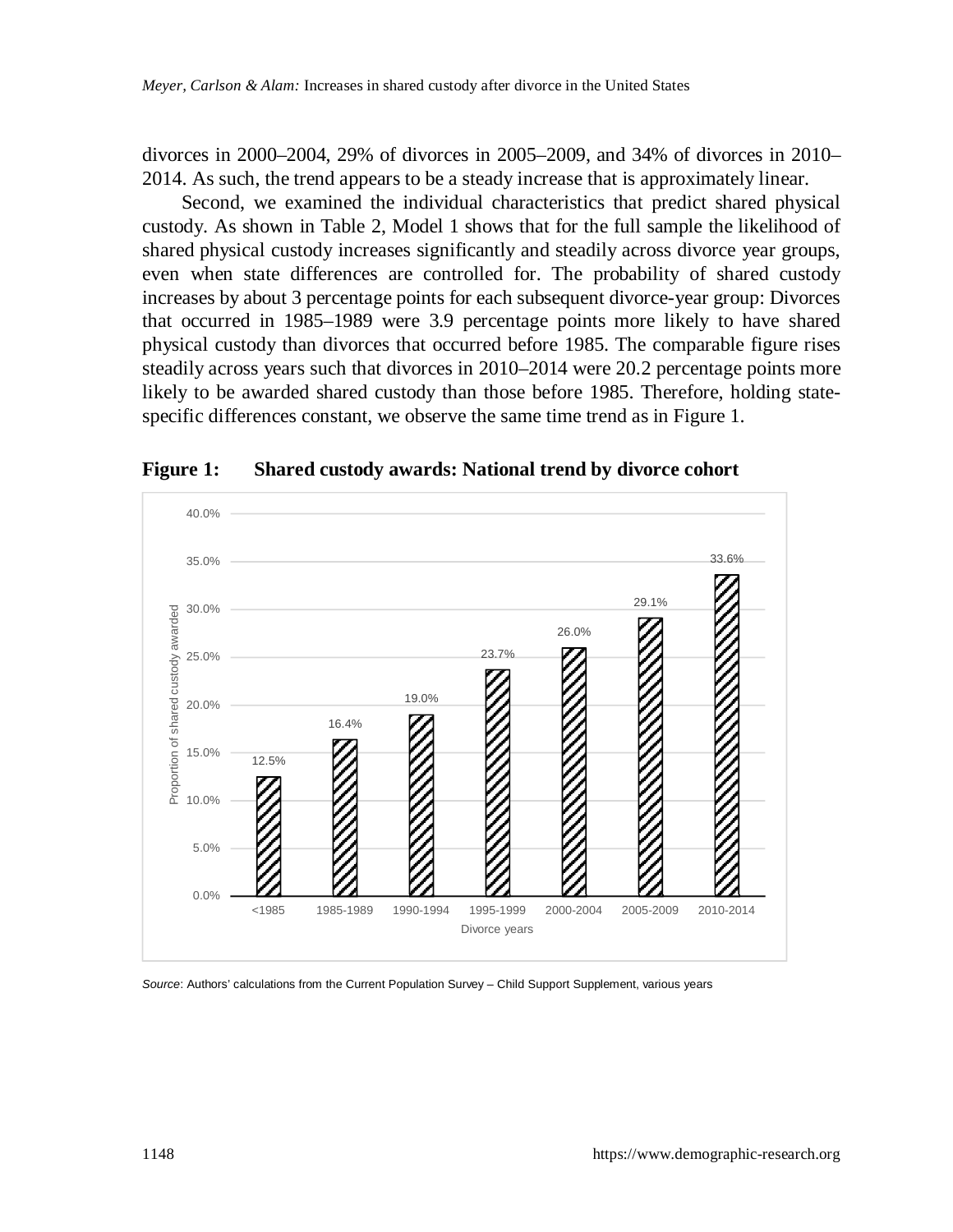divorces in 2000–2004, 29% of divorces in 2005–2009, and 34% of divorces in 2010–2014. As such, the trend appears to be a steady increase that is approximately linear.

Second, we examined the individual characteristics that predict shared physical custody. As shown in Table 2, Model 1 shows that for the full sample the likelihood of shared physical custody increases significantly and steadily across divorce year groups, even when state differences are controlled for. The probability of shared custody increases by about 3 percentage points for each subsequent divorce-year group: Divorces that occurred in 1985–1989 were 3.9 percentage points more likely to have shared physical custody than divorces that occurred before 1985. The comparable figure rises steadily across years such that divorces in 2010–2014 were 20.2 percentage points more likely to be awarded shared custody than those before 1985. Therefore, holding state-specific differences constant, we observe the same time trend as in Figure 1.

**Figure 1: Shared custody awards: National trend by divorce cohort**

| Divorce years | Proportion of shared custody awarded |
|---|---|
| <1985 | 12.5% |
| 1985-1989 | 16.4% |
| 1990-1994 | 19.0% |
| 1995-1999 | 23.7% |
| 2000-2004 | 26.0% |
| 2005-2009 | 29.1% |
| 2010-2014 | 33.6% |

*Source*: Authors' calculations from the Current Population Survey – Child Support Supplement, various years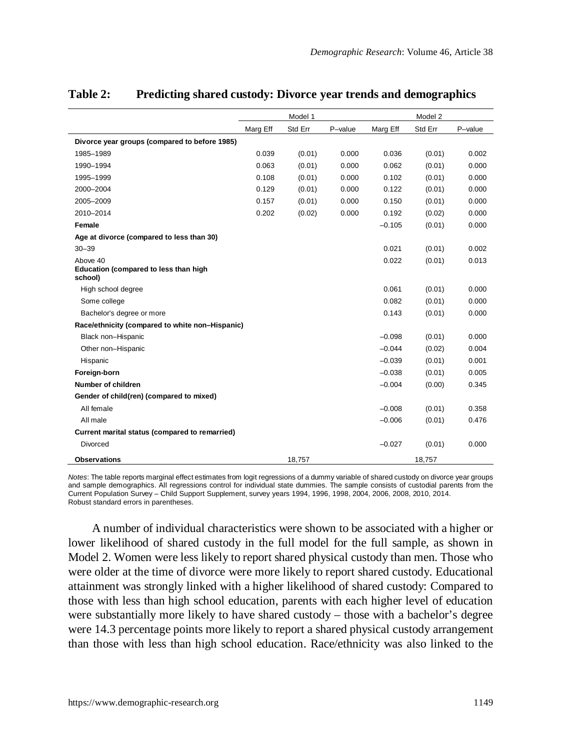**Table 2: Predicting shared custody: Divorce year trends and demographics**

| | Model 1 | | | Model 2 | | |
|---|---|---|---|---|---|---|
| | Marg Eff | Std Err | P–value | Marg Eff | Std Err | P–value |
| **Divorce year groups (compared to before 1985)** | | | | | | |
| 1985–1989 | 0.039 | (0.01) | 0.000 | 0.036 | (0.01) | 0.002 |
| 1990–1994 | 0.063 | (0.01) | 0.000 | 0.062 | (0.01) | 0.000 |
| 1995–1999 | 0.108 | (0.01) | 0.000 | 0.102 | (0.01) | 0.000 |
| 2000–2004 | 0.129 | (0.01) | 0.000 | 0.122 | (0.01) | 0.000 |
| 2005–2009 | 0.157 | (0.01) | 0.000 | 0.150 | (0.01) | 0.000 |
| 2010–2014 | 0.202 | (0.02) | 0.000 | 0.192 | (0.02) | 0.000 |
| **Female** | | | | –0.105 | (0.01) | 0.000 |
| **Age at divorce (compared to less than 30)** | | | | | | |
| 30–39 | | | | 0.021 | (0.01) | 0.002 |
| Above 40 | | | | 0.022 | (0.01) | 0.013 |
| **Education (compared to less than high school)** | | | | | | |
| High school degree | | | | 0.061 | (0.01) | 0.000 |
| Some college | | | | 0.082 | (0.01) | 0.000 |
| Bachelor's degree or more | | | | 0.143 | (0.01) | 0.000 |
| **Race/ethnicity (compared to white non–Hispanic)** | | | | | | |
| Black non–Hispanic | | | | –0.098 | (0.01) | 0.000 |
| Other non–Hispanic | | | | –0.044 | (0.02) | 0.004 |
| Hispanic | | | | –0.039 | (0.01) | 0.001 |
| **Foreign-born** | | | | –0.038 | (0.01) | 0.005 |
| **Number of children** | | | | –0.004 | (0.00) | 0.345 |
| **Gender of child(ren) (compared to mixed)** | | | | | | |
| All female | | | | –0.008 | (0.01) | 0.358 |
| All male | | | | –0.006 | (0.01) | 0.476 |
| **Current marital status (compared to remarried)** | | | | | | |
| Divorced | | | | –0.027 | (0.01) | 0.000 |
| **Observations** | | 18,757 | | | 18,757 | |

*Notes*: The table reports marginal effect estimates from logit regressions of a dummy variable of shared custody on divorce year groups and sample demographics. All regressions control for individual state dummies. The sample consists of custodial parents from the Current Population Survey – Child Support Supplement, survey years 1994, 1996, 1998, 2004, 2006, 2008, 2010, 2014.
Robust standard errors in parentheses.

A number of individual characteristics were shown to be associated with a higher or lower likelihood of shared custody in the full model for the full sample, as shown in Model 2. Women were less likely to report shared physical custody than men. Those who were older at the time of divorce were more likely to report shared custody. Educational attainment was strongly linked with a higher likelihood of shared custody: Compared to those with less than high school education, parents with each higher level of education were substantially more likely to have shared custody – those with a bachelor's degree were 14.3 percentage points more likely to report a shared physical custody arrangement than those with less than high school education. Race/ethnicity was also linked to the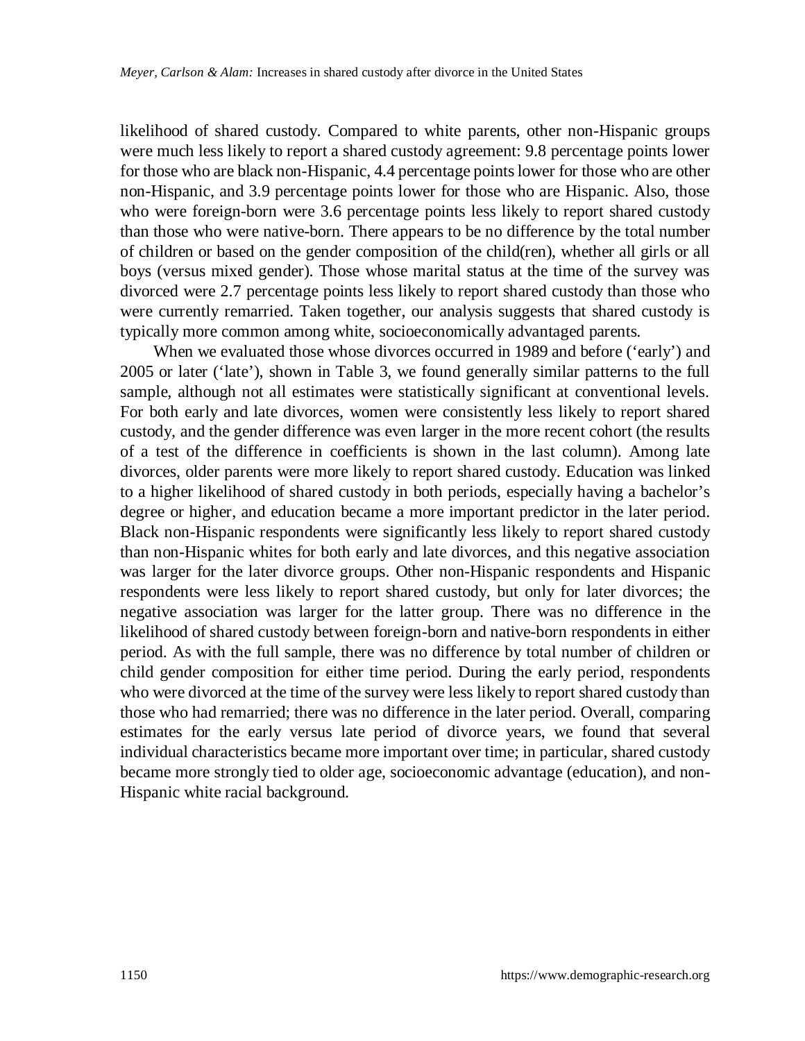likelihood of shared custody. Compared to white parents, other non-Hispanic groups were much less likely to report a shared custody agreement: 9.8 percentage points lower for those who are black non-Hispanic, 4.4 percentage points lower for those who are other non-Hispanic, and 3.9 percentage points lower for those who are Hispanic. Also, those who were foreign-born were 3.6 percentage points less likely to report shared custody than those who were native-born. There appears to be no difference by the total number of children or based on the gender composition of the child(ren), whether all girls or all boys (versus mixed gender). Those whose marital status at the time of the survey was divorced were 2.7 percentage points less likely to report shared custody than those who were currently remarried. Taken together, our analysis suggests that shared custody is typically more common among white, socioeconomically advantaged parents.

When we evaluated those whose divorces occurred in 1989 and before ('early') and 2005 or later ('late'), shown in Table 3, we found generally similar patterns to the full sample, although not all estimates were statistically significant at conventional levels. For both early and late divorces, women were consistently less likely to report shared custody, and the gender difference was even larger in the more recent cohort (the results of a test of the difference in coefficients is shown in the last column). Among late divorces, older parents were more likely to report shared custody. Education was linked to a higher likelihood of shared custody in both periods, especially having a bachelor's degree or higher, and education became a more important predictor in the later period. Black non-Hispanic respondents were significantly less likely to report shared custody than non-Hispanic whites for both early and late divorces, and this negative association was larger for the later divorce groups. Other non-Hispanic respondents and Hispanic respondents were less likely to report shared custody, but only for later divorces; the negative association was larger for the latter group. There was no difference in the likelihood of shared custody between foreign-born and native-born respondents in either period. As with the full sample, there was no difference by total number of children or child gender composition for either time period. During the early period, respondents who were divorced at the time of the survey were less likely to report shared custody than those who had remarried; there was no difference in the later period. Overall, comparing estimates for the early versus late period of divorce years, we found that several individual characteristics became more important over time; in particular, shared custody became more strongly tied to older age, socioeconomic advantage (education), and non-Hispanic white racial background.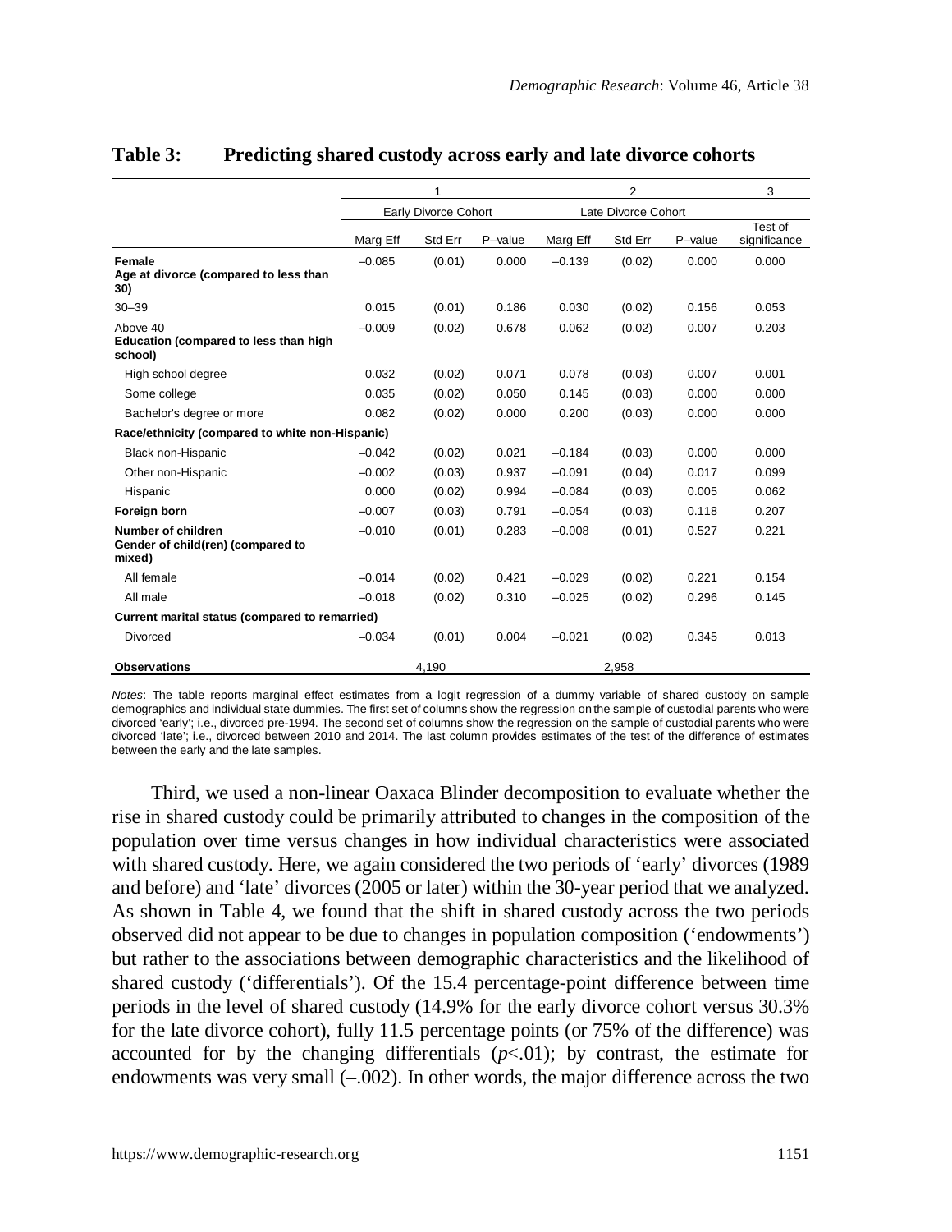**Table 3: Predicting shared custody across early and late divorce cohorts**

| | 1 | | | 2 | | | 3 |
|---|---|---|---|---|---|---|---|
| | Early Divorce Cohort | | | Late Divorce Cohort | | | |
| | Marg Eff | Std Err | P–value | Marg Eff | Std Err | P–value | Test of significance |
| **Female** | –0.085 | (0.01) | 0.000 | –0.139 | (0.02) | 0.000 | 0.000 |
| **Age at divorce (compared to less than 30)** | | | | | | | |
| 30–39 | 0.015 | (0.01) | 0.186 | 0.030 | (0.02) | 0.156 | 0.053 |
| Above 40 | –0.009 | (0.02) | 0.678 | 0.062 | (0.02) | 0.007 | 0.203 |
| **Education (compared to less than high school)** | | | | | | | |
| High school degree | 0.032 | (0.02) | 0.071 | 0.078 | (0.03) | 0.007 | 0.001 |
| Some college | 0.035 | (0.02) | 0.050 | 0.145 | (0.03) | 0.000 | 0.000 |
| Bachelor's degree or more | 0.082 | (0.02) | 0.000 | 0.200 | (0.03) | 0.000 | 0.000 |
| **Race/ethnicity (compared to white non-Hispanic)** | | | | | | | |
| Black non-Hispanic | –0.042 | (0.02) | 0.021 | –0.184 | (0.03) | 0.000 | 0.000 |
| Other non-Hispanic | –0.002 | (0.03) | 0.937 | –0.091 | (0.04) | 0.017 | 0.099 |
| Hispanic | 0.000 | (0.02) | 0.994 | –0.084 | (0.03) | 0.005 | 0.062 |
| **Foreign born** | –0.007 | (0.03) | 0.791 | –0.054 | (0.03) | 0.118 | 0.207 |
| **Number of children** | –0.010 | (0.01) | 0.283 | –0.008 | (0.01) | 0.527 | 0.221 |
| **Gender of child(ren) (compared to mixed)** | | | | | | | |
| All female | –0.014 | (0.02) | 0.421 | –0.029 | (0.02) | 0.221 | 0.154 |
| All male | –0.018 | (0.02) | 0.310 | –0.025 | (0.02) | 0.296 | 0.145 |
| **Current marital status (compared to remarried)** | | | | | | | |
| Divorced | –0.034 | (0.01) | 0.004 | –0.021 | (0.02) | 0.345 | 0.013 |
| **Observations** | | 4,190 | | | 2,958 | | |

*Notes*: The table reports marginal effect estimates from a logit regression of a dummy variable of shared custody on sample demographics and individual state dummies. The first set of columns show the regression on the sample of custodial parents who were divorced 'early'; i.e., divorced pre-1994. The second set of columns show the regression on the sample of custodial parents who were divorced 'late'; i.e., divorced between 2010 and 2014. The last column provides estimates of the test of the difference of estimates between the early and the late samples.

Third, we used a non-linear Oaxaca Blinder decomposition to evaluate whether the rise in shared custody could be primarily attributed to changes in the composition of the population over time versus changes in how individual characteristics were associated with shared custody. Here, we again considered the two periods of 'early' divorces (1989 and before) and 'late' divorces (2005 or later) within the 30-year period that we analyzed. As shown in Table 4, we found that the shift in shared custody across the two periods observed did not appear to be due to changes in population composition ('endowments') but rather to the associations between demographic characteristics and the likelihood of shared custody ('differentials'). Of the 15.4 percentage-point difference between time periods in the level of shared custody (14.9% for the early divorce cohort versus 30.3% for the late divorce cohort), fully 11.5 percentage points (or 75% of the difference) was accounted for by the changing differentials ($p<.01$); by contrast, the estimate for endowments was very small (–.002). In other words, the major difference across the two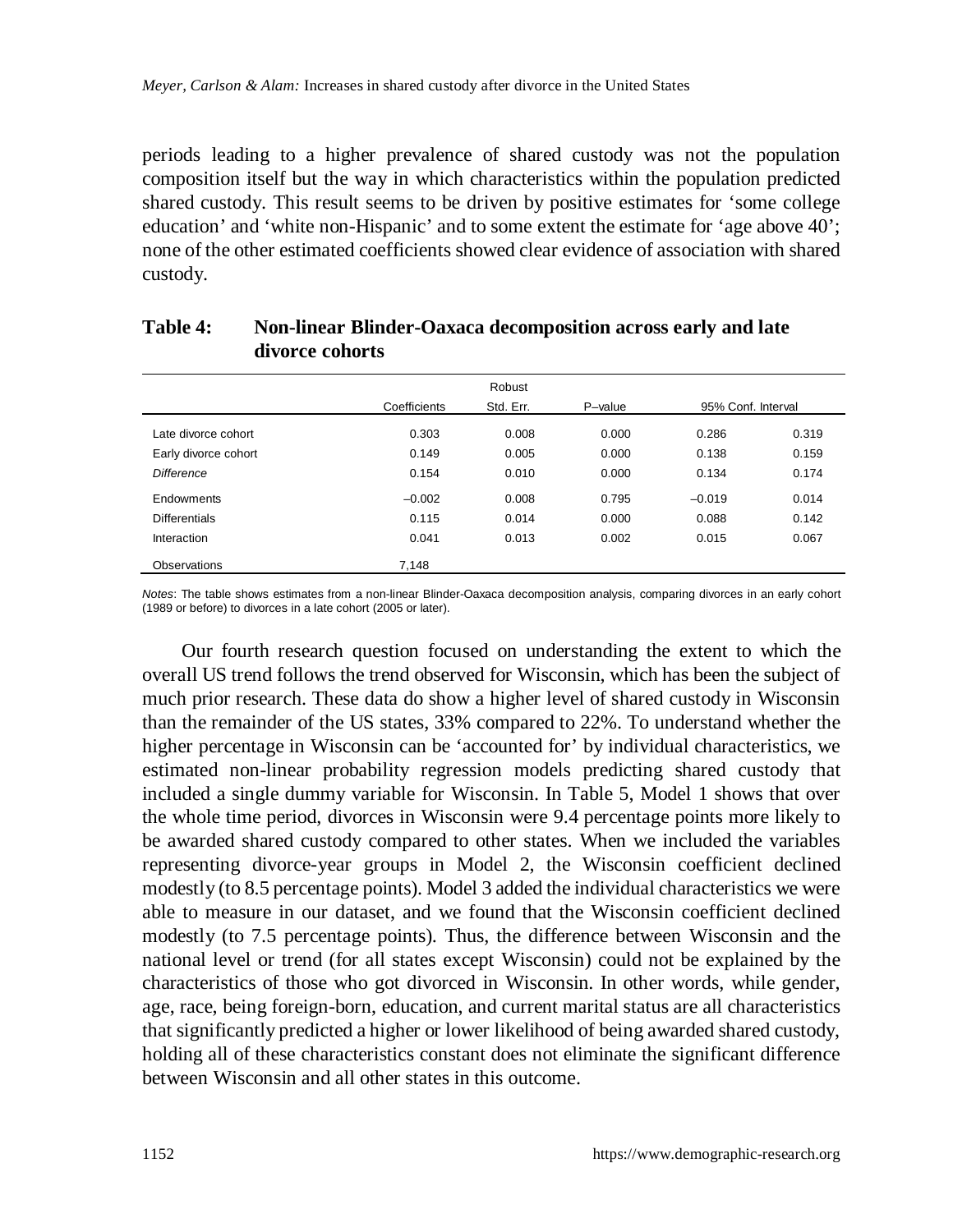periods leading to a higher prevalence of shared custody was not the population composition itself but the way in which characteristics within the population predicted shared custody. This result seems to be driven by positive estimates for 'some college education' and 'white non-Hispanic' and to some extent the estimate for 'age above 40'; none of the other estimated coefficients showed clear evidence of association with shared custody.

**Table 4: Non-linear Blinder-Oaxaca decomposition across early and late divorce cohorts**

| | Coefficients | Robust Std. Err. | P–value | 95% Conf. Interval | |
|---|---|---|---|---|---|
| Late divorce cohort | 0.303 | 0.008 | 0.000 | 0.286 | 0.319 |
| Early divorce cohort | 0.149 | 0.005 | 0.000 | 0.138 | 0.159 |
| *Difference* | 0.154 | 0.010 | 0.000 | 0.134 | 0.174 |
| Endowments | –0.002 | 0.008 | 0.795 | –0.019 | 0.014 |
| Differentials | 0.115 | 0.014 | 0.000 | 0.088 | 0.142 |
| Interaction | 0.041 | 0.013 | 0.002 | 0.015 | 0.067 |
| Observations | 7,148 | | | | |

*Notes*: The table shows estimates from a non-linear Blinder-Oaxaca decomposition analysis, comparing divorces in an early cohort (1989 or before) to divorces in a late cohort (2005 or later).

Our fourth research question focused on understanding the extent to which the overall US trend follows the trend observed for Wisconsin, which has been the subject of much prior research. These data do show a higher level of shared custody in Wisconsin than the remainder of the US states, 33% compared to 22%. To understand whether the higher percentage in Wisconsin can be 'accounted for' by individual characteristics, we estimated non-linear probability regression models predicting shared custody that included a single dummy variable for Wisconsin. In Table 5, Model 1 shows that over the whole time period, divorces in Wisconsin were 9.4 percentage points more likely to be awarded shared custody compared to other states. When we included the variables representing divorce-year groups in Model 2, the Wisconsin coefficient declined modestly (to 8.5 percentage points). Model 3 added the individual characteristics we were able to measure in our dataset, and we found that the Wisconsin coefficient declined modestly (to 7.5 percentage points). Thus, the difference between Wisconsin and the national level or trend (for all states except Wisconsin) could not be explained by the characteristics of those who got divorced in Wisconsin. In other words, while gender, age, race, being foreign-born, education, and current marital status are all characteristics that significantly predicted a higher or lower likelihood of being awarded shared custody, holding all of these characteristics constant does not eliminate the significant difference between Wisconsin and all other states in this outcome.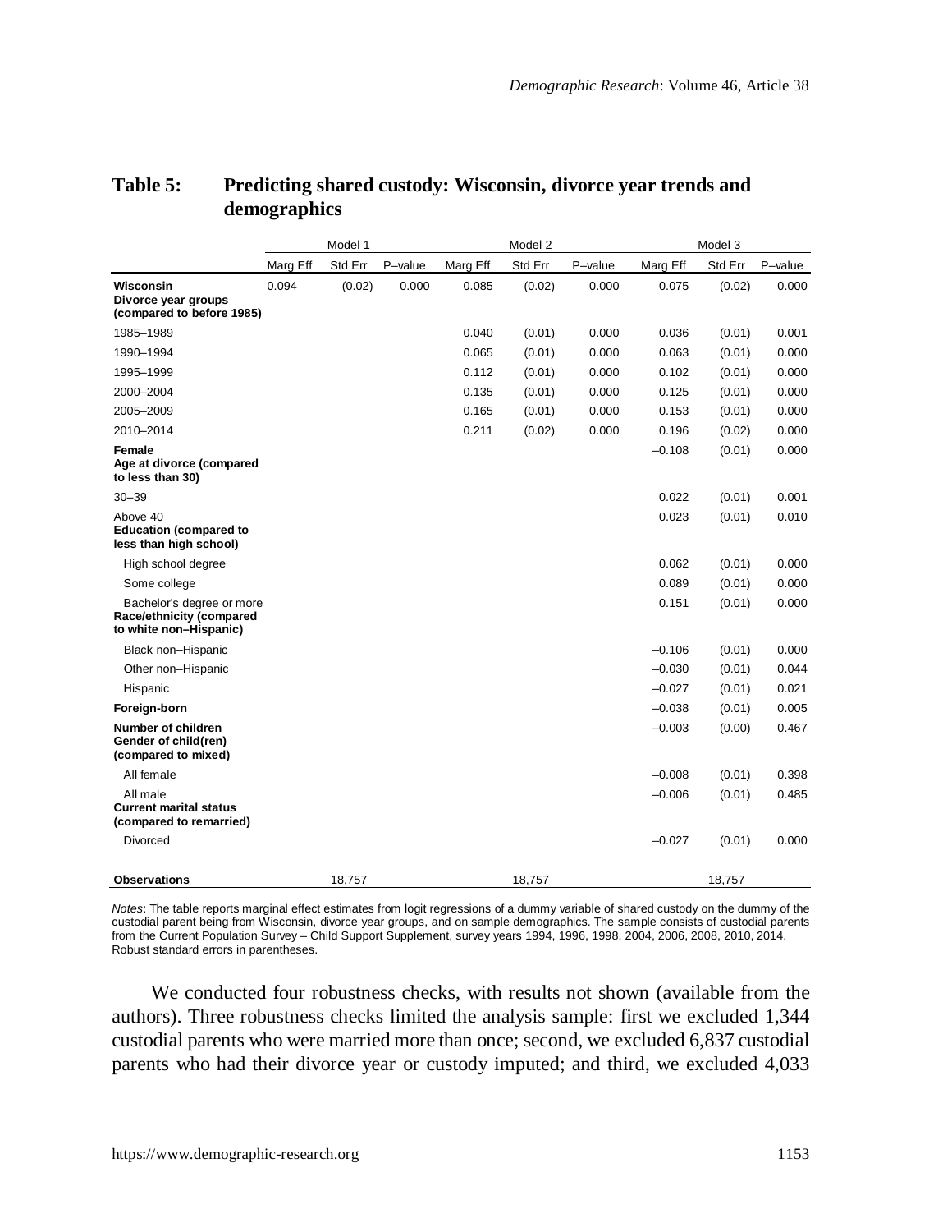**Table 5: Predicting shared custody: Wisconsin, divorce year trends and demographics**

| | Model 1 | | | Model 2 | | | Model 3 | | |
|---|---|---|---|---|---|---|---|---|---|
| | Marg Eff | Std Err | P–value | Marg Eff | Std Err | P–value | Marg Eff | Std Err | P–value |
| **Wisconsin** | 0.094 | (0.02) | 0.000 | 0.085 | (0.02) | 0.000 | 0.075 | (0.02) | 0.000 |
| **Divorce year groups (compared to before 1985)** | | | | | | | | | |
| 1985–1989 | | | | 0.040 | (0.01) | 0.000 | 0.036 | (0.01) | 0.001 |
| 1990–1994 | | | | 0.065 | (0.01) | 0.000 | 0.063 | (0.01) | 0.000 |
| 1995–1999 | | | | 0.112 | (0.01) | 0.000 | 0.102 | (0.01) | 0.000 |
| 2000–2004 | | | | 0.135 | (0.01) | 0.000 | 0.125 | (0.01) | 0.000 |
| 2005–2009 | | | | 0.165 | (0.01) | 0.000 | 0.153 | (0.01) | 0.000 |
| 2010–2014 | | | | 0.211 | (0.02) | 0.000 | 0.196 | (0.02) | 0.000 |
| **Female** | | | | | | | –0.108 | (0.01) | 0.000 |
| **Age at divorce (compared to less than 30)** | | | | | | | | | |
| 30–39 | | | | | | | 0.022 | (0.01) | 0.001 |
| Above 40 | | | | | | | 0.023 | (0.01) | 0.010 |
| **Education (compared to less than high school)** | | | | | | | | | |
| High school degree | | | | | | | 0.062 | (0.01) | 0.000 |
| Some college | | | | | | | 0.089 | (0.01) | 0.000 |
| Bachelor's degree or more | | | | | | | 0.151 | (0.01) | 0.000 |
| **Race/ethnicity (compared to white non–Hispanic)** | | | | | | | | | |
| Black non–Hispanic | | | | | | | –0.106 | (0.01) | 0.000 |
| Other non–Hispanic | | | | | | | –0.030 | (0.01) | 0.044 |
| Hispanic | | | | | | | –0.027 | (0.01) | 0.021 |
| **Foreign-born** | | | | | | | –0.038 | (0.01) | 0.005 |
| **Number of children** | | | | | | | –0.003 | (0.00) | 0.467 |
| **Gender of child(ren) (compared to mixed)** | | | | | | | | | |
| All female | | | | | | | –0.008 | (0.01) | 0.398 |
| All male | | | | | | | –0.006 | (0.01) | 0.485 |
| **Current marital status (compared to remarried)** | | | | | | | | | |
| Divorced | | | | | | | –0.027 | (0.01) | 0.000 |
| **Observations** | | 18,757 | | | 18,757 | | | 18,757 | |

*Notes*: The table reports marginal effect estimates from logit regressions of a dummy variable of shared custody on the dummy of the custodial parent being from Wisconsin, divorce year groups, and on sample demographics. The sample consists of custodial parents from the Current Population Survey – Child Support Supplement, survey years 1994, 1996, 1998, 2004, 2006, 2008, 2010, 2014. Robust standard errors in parentheses.

We conducted four robustness checks, with results not shown (available from the authors). Three robustness checks limited the analysis sample: first we excluded 1,344 custodial parents who were married more than once; second, we excluded 6,837 custodial parents who had their divorce year or custody imputed; and third, we excluded 4,033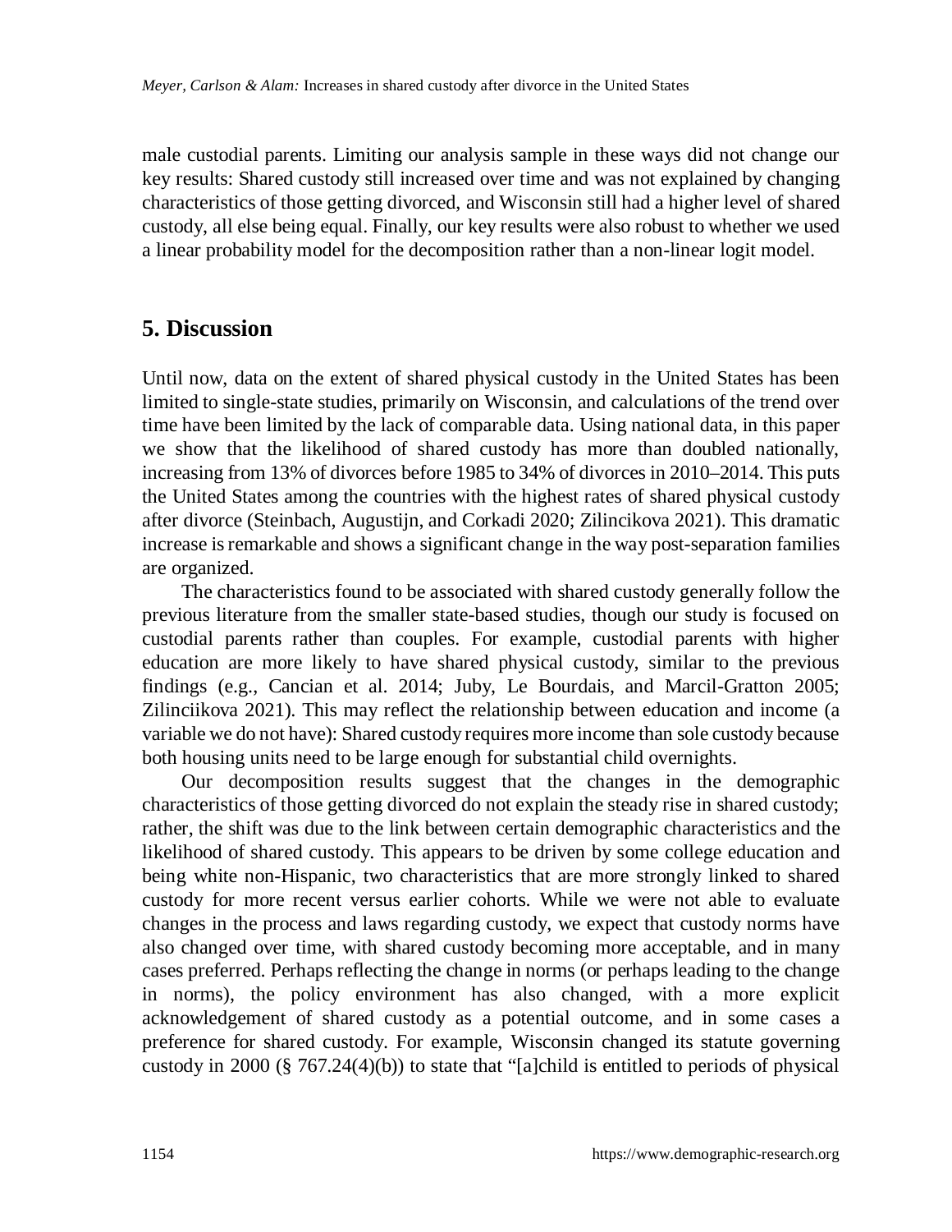male custodial parents. Limiting our analysis sample in these ways did not change our key results: Shared custody still increased over time and was not explained by changing characteristics of those getting divorced, and Wisconsin still had a higher level of shared custody, all else being equal. Finally, our key results were also robust to whether we used a linear probability model for the decomposition rather than a non-linear logit model.

## 5. Discussion

Until now, data on the extent of shared physical custody in the United States has been limited to single-state studies, primarily on Wisconsin, and calculations of the trend over time have been limited by the lack of comparable data. Using national data, in this paper we show that the likelihood of shared custody has more than doubled nationally, increasing from 13% of divorces before 1985 to 34% of divorces in 2010–2014. This puts the United States among the countries with the highest rates of shared physical custody after divorce (Steinbach, Augustijn, and Corkadi 2020; Zilincikova 2021). This dramatic increase is remarkable and shows a significant change in the way post-separation families are organized.

The characteristics found to be associated with shared custody generally follow the previous literature from the smaller state-based studies, though our study is focused on custodial parents rather than couples. For example, custodial parents with higher education are more likely to have shared physical custody, similar to the previous findings (e.g., Cancian et al. 2014; Juby, Le Bourdais, and Marcil-Gratton 2005; Zilinciikova 2021). This may reflect the relationship between education and income (a variable we do not have): Shared custody requires more income than sole custody because both housing units need to be large enough for substantial child overnights.

Our decomposition results suggest that the changes in the demographic characteristics of those getting divorced do not explain the steady rise in shared custody; rather, the shift was due to the link between certain demographic characteristics and the likelihood of shared custody. This appears to be driven by some college education and being white non-Hispanic, two characteristics that are more strongly linked to shared custody for more recent versus earlier cohorts. While we were not able to evaluate changes in the process and laws regarding custody, we expect that custody norms have also changed over time, with shared custody becoming more acceptable, and in many cases preferred. Perhaps reflecting the change in norms (or perhaps leading to the change in norms), the policy environment has also changed, with a more explicit acknowledgement of shared custody as a potential outcome, and in some cases a preference for shared custody. For example, Wisconsin changed its statute governing custody in 2000 (§ 767.24(4)(b)) to state that "[a]child is entitled to periods of physical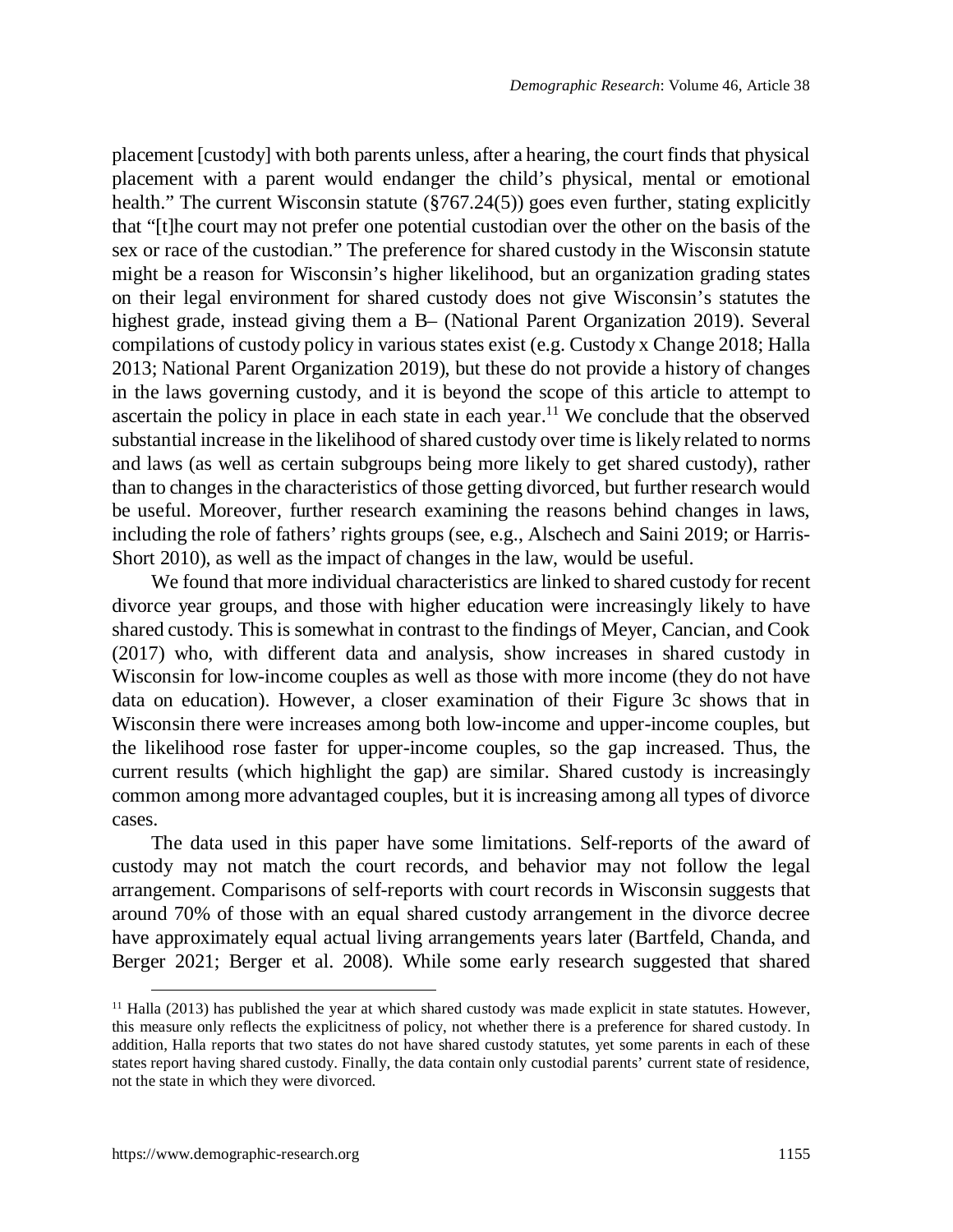placement [custody] with both parents unless, after a hearing, the court finds that physical placement with a parent would endanger the child's physical, mental or emotional health." The current Wisconsin statute (§767.24(5)) goes even further, stating explicitly that "[t]he court may not prefer one potential custodian over the other on the basis of the sex or race of the custodian." The preference for shared custody in the Wisconsin statute might be a reason for Wisconsin's higher likelihood, but an organization grading states on their legal environment for shared custody does not give Wisconsin's statutes the highest grade, instead giving them a B– (National Parent Organization 2019). Several compilations of custody policy in various states exist (e.g. Custody x Change 2018; Halla 2013; National Parent Organization 2019), but these do not provide a history of changes in the laws governing custody, and it is beyond the scope of this article to attempt to ascertain the policy in place in each state in each year.[11] We conclude that the observed substantial increase in the likelihood of shared custody over time is likely related to norms and laws (as well as certain subgroups being more likely to get shared custody), rather than to changes in the characteristics of those getting divorced, but further research would be useful. Moreover, further research examining the reasons behind changes in laws, including the role of fathers' rights groups (see, e.g., Alschech and Saini 2019; or Harris-Short 2010), as well as the impact of changes in the law, would be useful.

We found that more individual characteristics are linked to shared custody for recent divorce year groups, and those with higher education were increasingly likely to have shared custody. This is somewhat in contrast to the findings of Meyer, Cancian, and Cook (2017) who, with different data and analysis, show increases in shared custody in Wisconsin for low-income couples as well as those with more income (they do not have data on education). However, a closer examination of their Figure 3c shows that in Wisconsin there were increases among both low-income and upper-income couples, but the likelihood rose faster for upper-income couples, so the gap increased. Thus, the current results (which highlight the gap) are similar. Shared custody is increasingly common among more advantaged couples, but it is increasing among all types of divorce cases.

The data used in this paper have some limitations. Self-reports of the award of custody may not match the court records, and behavior may not follow the legal arrangement. Comparisons of self-reports with court records in Wisconsin suggests that around 70% of those with an equal shared custody arrangement in the divorce decree have approximately equal actual living arrangements years later (Bartfeld, Chanda, and Berger 2021; Berger et al. 2008). While some early research suggested that shared

---

[11] Halla (2013) has published the year at which shared custody was made explicit in state statutes. However, this measure only reflects the explicitness of policy, not whether there is a preference for shared custody. In addition, Halla reports that two states do not have shared custody statutes, yet some parents in each of these states report having shared custody. Finally, the data contain only custodial parents' current state of residence, not the state in which they were divorced.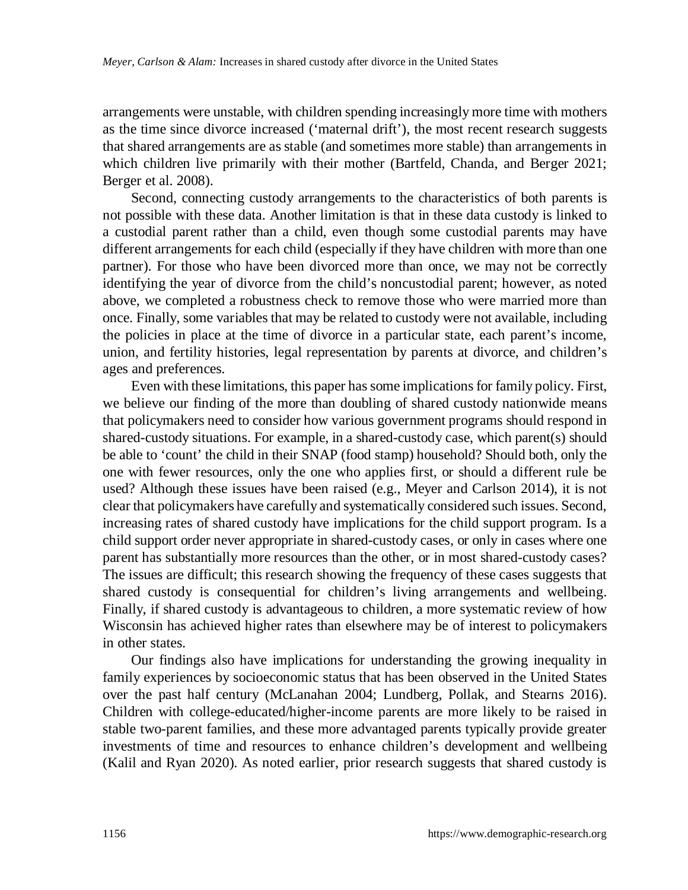arrangements were unstable, with children spending increasingly more time with mothers as the time since divorce increased ('maternal drift'), the most recent research suggests that shared arrangements are as stable (and sometimes more stable) than arrangements in which children live primarily with their mother (Bartfeld, Chanda, and Berger 2021; Berger et al. 2008).

Second, connecting custody arrangements to the characteristics of both parents is not possible with these data. Another limitation is that in these data custody is linked to a custodial parent rather than a child, even though some custodial parents may have different arrangements for each child (especially if they have children with more than one partner). For those who have been divorced more than once, we may not be correctly identifying the year of divorce from the child's noncustodial parent; however, as noted above, we completed a robustness check to remove those who were married more than once. Finally, some variables that may be related to custody were not available, including the policies in place at the time of divorce in a particular state, each parent's income, union, and fertility histories, legal representation by parents at divorce, and children's ages and preferences.

Even with these limitations, this paper has some implications for family policy. First, we believe our finding of the more than doubling of shared custody nationwide means that policymakers need to consider how various government programs should respond in shared-custody situations. For example, in a shared-custody case, which parent(s) should be able to 'count' the child in their SNAP (food stamp) household? Should both, only the one with fewer resources, only the one who applies first, or should a different rule be used? Although these issues have been raised (e.g., Meyer and Carlson 2014), it is not clear that policymakers have carefully and systematically considered such issues. Second, increasing rates of shared custody have implications for the child support program. Is a child support order never appropriate in shared-custody cases, or only in cases where one parent has substantially more resources than the other, or in most shared-custody cases? The issues are difficult; this research showing the frequency of these cases suggests that shared custody is consequential for children's living arrangements and wellbeing. Finally, if shared custody is advantageous to children, a more systematic review of how Wisconsin has achieved higher rates than elsewhere may be of interest to policymakers in other states.

Our findings also have implications for understanding the growing inequality in family experiences by socioeconomic status that has been observed in the United States over the past half century (McLanahan 2004; Lundberg, Pollak, and Stearns 2016). Children with college-educated/higher-income parents are more likely to be raised in stable two-parent families, and these more advantaged parents typically provide greater investments of time and resources to enhance children's development and wellbeing (Kalil and Ryan 2020). As noted earlier, prior research suggests that shared custody is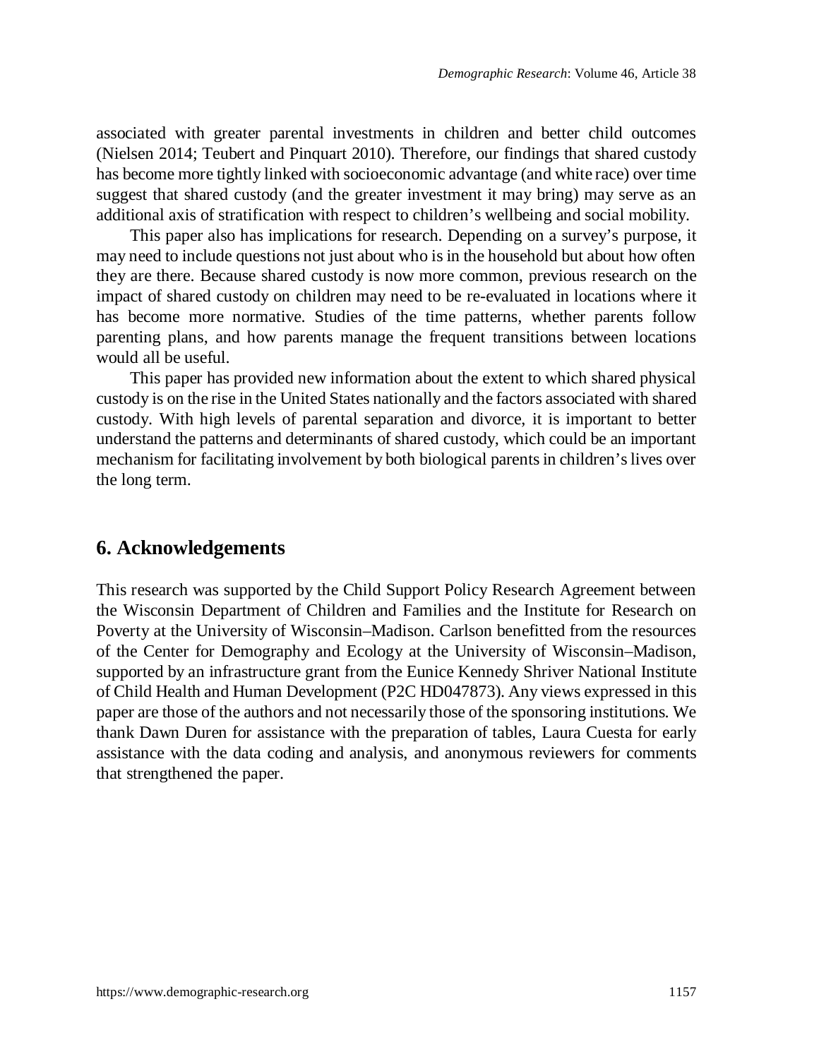associated with greater parental investments in children and better child outcomes (Nielsen 2014; Teubert and Pinquart 2010). Therefore, our findings that shared custody has become more tightly linked with socioeconomic advantage (and white race) over time suggest that shared custody (and the greater investment it may bring) may serve as an additional axis of stratification with respect to children's wellbeing and social mobility.

This paper also has implications for research. Depending on a survey's purpose, it may need to include questions not just about who is in the household but about how often they are there. Because shared custody is now more common, previous research on the impact of shared custody on children may need to be re-evaluated in locations where it has become more normative. Studies of the time patterns, whether parents follow parenting plans, and how parents manage the frequent transitions between locations would all be useful.

This paper has provided new information about the extent to which shared physical custody is on the rise in the United States nationally and the factors associated with shared custody. With high levels of parental separation and divorce, it is important to better understand the patterns and determinants of shared custody, which could be an important mechanism for facilitating involvement by both biological parents in children's lives over the long term.

## 6. Acknowledgements

This research was supported by the Child Support Policy Research Agreement between the Wisconsin Department of Children and Families and the Institute for Research on Poverty at the University of Wisconsin–Madison. Carlson benefitted from the resources of the Center for Demography and Ecology at the University of Wisconsin–Madison, supported by an infrastructure grant from the Eunice Kennedy Shriver National Institute of Child Health and Human Development (P2C HD047873). Any views expressed in this paper are those of the authors and not necessarily those of the sponsoring institutions. We thank Dawn Duren for assistance with the preparation of tables, Laura Cuesta for early assistance with the data coding and analysis, and anonymous reviewers for comments that strengthened the paper.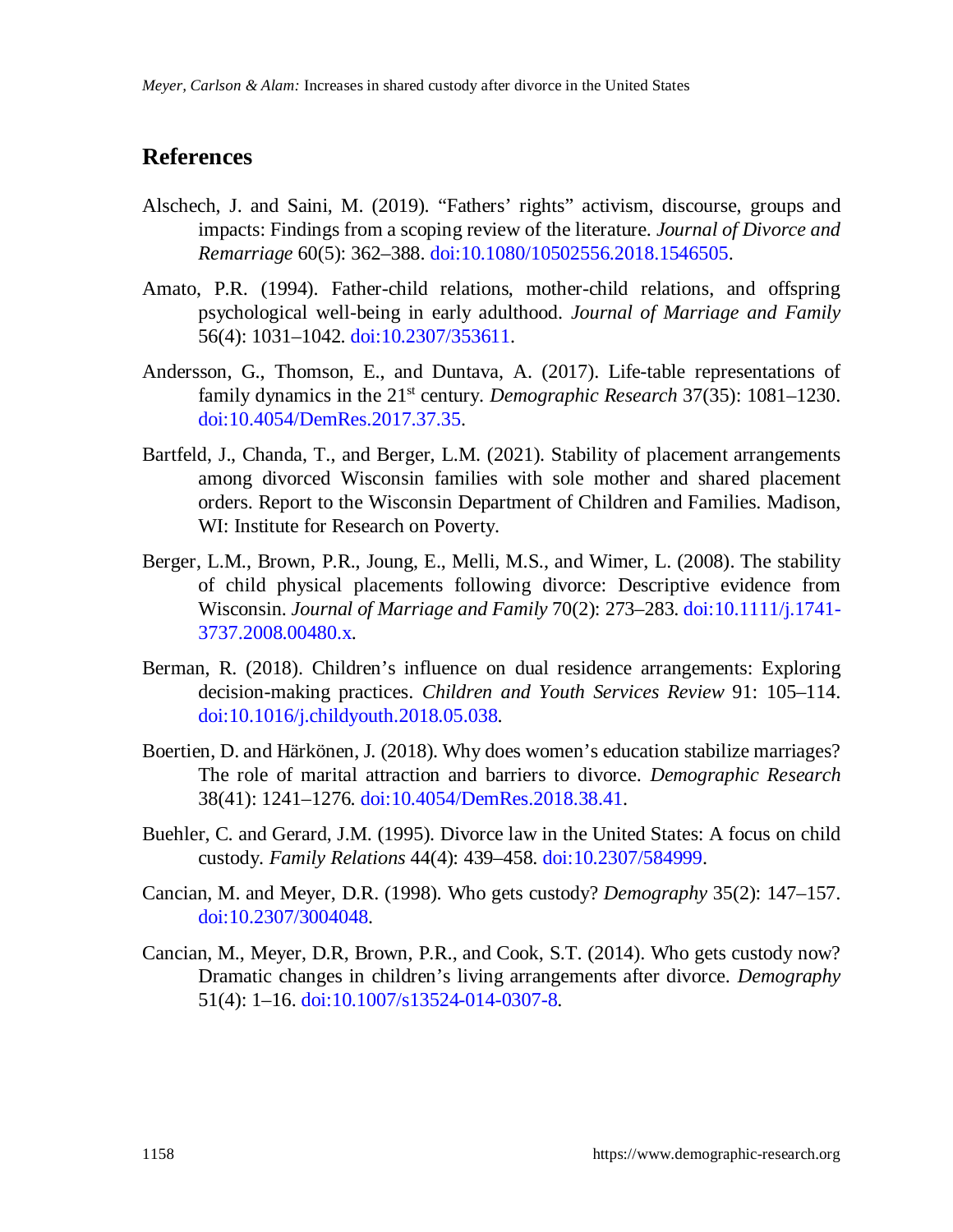## References

Alschech, J. and Saini, M. (2019). "Fathers' rights" activism, discourse, groups and impacts: Findings from a scoping review of the literature. *Journal of Divorce and Remarriage* 60(5): 362–388. doi:10.1080/10502556.2018.1546505.

Amato, P.R. (1994). Father-child relations, mother-child relations, and offspring psychological well-being in early adulthood. *Journal of Marriage and Family* 56(4): 1031–1042. doi:10.2307/353611.

Andersson, G., Thomson, E., and Duntava, A. (2017). Life-table representations of family dynamics in the 21st century. *Demographic Research* 37(35): 1081–1230. doi:10.4054/DemRes.2017.37.35.

Bartfeld, J., Chanda, T., and Berger, L.M. (2021). Stability of placement arrangements among divorced Wisconsin families with sole mother and shared placement orders. Report to the Wisconsin Department of Children and Families. Madison, WI: Institute for Research on Poverty.

Berger, L.M., Brown, P.R., Joung, E., Melli, M.S., and Wimer, L. (2008). The stability of child physical placements following divorce: Descriptive evidence from Wisconsin. *Journal of Marriage and Family* 70(2): 273–283. doi:10.1111/j.1741-3737.2008.00480.x.

Berman, R. (2018). Children's influence on dual residence arrangements: Exploring decision-making practices. *Children and Youth Services Review* 91: 105–114. doi:10.1016/j.childyouth.2018.05.038.

Boertien, D. and Härkönen, J. (2018). Why does women's education stabilize marriages? The role of marital attraction and barriers to divorce. *Demographic Research* 38(41): 1241–1276. doi:10.4054/DemRes.2018.38.41.

Buehler, C. and Gerard, J.M. (1995). Divorce law in the United States: A focus on child custody. *Family Relations* 44(4): 439–458. doi:10.2307/584999.

Cancian, M. and Meyer, D.R. (1998). Who gets custody? *Demography* 35(2): 147–157. doi:10.2307/3004048.

Cancian, M., Meyer, D.R, Brown, P.R., and Cook, S.T. (2014). Who gets custody now? Dramatic changes in children's living arrangements after divorce. *Demography* 51(4): 1–16. doi:10.1007/s13524-014-0307-8.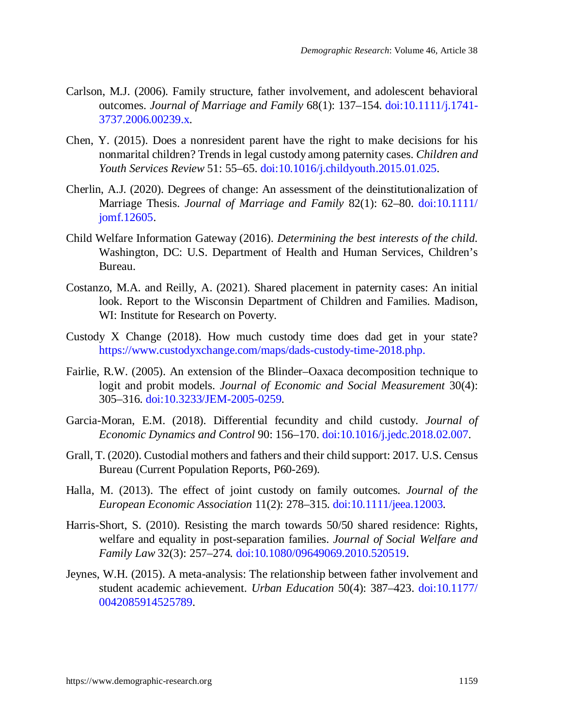Carlson, M.J. (2006). Family structure, father involvement, and adolescent behavioral outcomes. *Journal of Marriage and Family* 68(1): 137–154. doi:10.1111/j.1741-3737.2006.00239.x.

Chen, Y. (2015). Does a nonresident parent have the right to make decisions for his nonmarital children? Trends in legal custody among paternity cases. *Children and Youth Services Review* 51: 55–65. doi:10.1016/j.childyouth.2015.01.025.

Cherlin, A.J. (2020). Degrees of change: An assessment of the deinstitutionalization of Marriage Thesis. *Journal of Marriage and Family* 82(1): 62–80. doi:10.1111/jomf.12605.

Child Welfare Information Gateway (2016). *Determining the best interests of the child.* Washington, DC: U.S. Department of Health and Human Services, Children's Bureau.

Costanzo, M.A. and Reilly, A. (2021). Shared placement in paternity cases: An initial look. Report to the Wisconsin Department of Children and Families. Madison, WI: Institute for Research on Poverty.

Custody X Change (2018). How much custody time does dad get in your state? https://www.custodyxchange.com/maps/dads-custody-time-2018.php.

Fairlie, R.W. (2005). An extension of the Blinder–Oaxaca decomposition technique to logit and probit models. *Journal of Economic and Social Measurement* 30(4): 305–316. doi:10.3233/JEM-2005-0259.

Garcia-Moran, E.M. (2018). Differential fecundity and child custody. *Journal of Economic Dynamics and Control* 90: 156–170. doi:10.1016/j.jedc.2018.02.007.

Grall, T. (2020). Custodial mothers and fathers and their child support: 2017. U.S. Census Bureau (Current Population Reports, P60-269).

Halla, M. (2013). The effect of joint custody on family outcomes. *Journal of the European Economic Association* 11(2): 278–315. doi:10.1111/jeea.12003.

Harris-Short, S. (2010). Resisting the march towards 50/50 shared residence: Rights, welfare and equality in post-separation families. *Journal of Social Welfare and Family Law* 32(3): 257–274. doi:10.1080/09649069.2010.520519.

Jeynes, W.H. (2015). A meta-analysis: The relationship between father involvement and student academic achievement. *Urban Education* 50(4): 387–423. doi:10.1177/0042085914525789.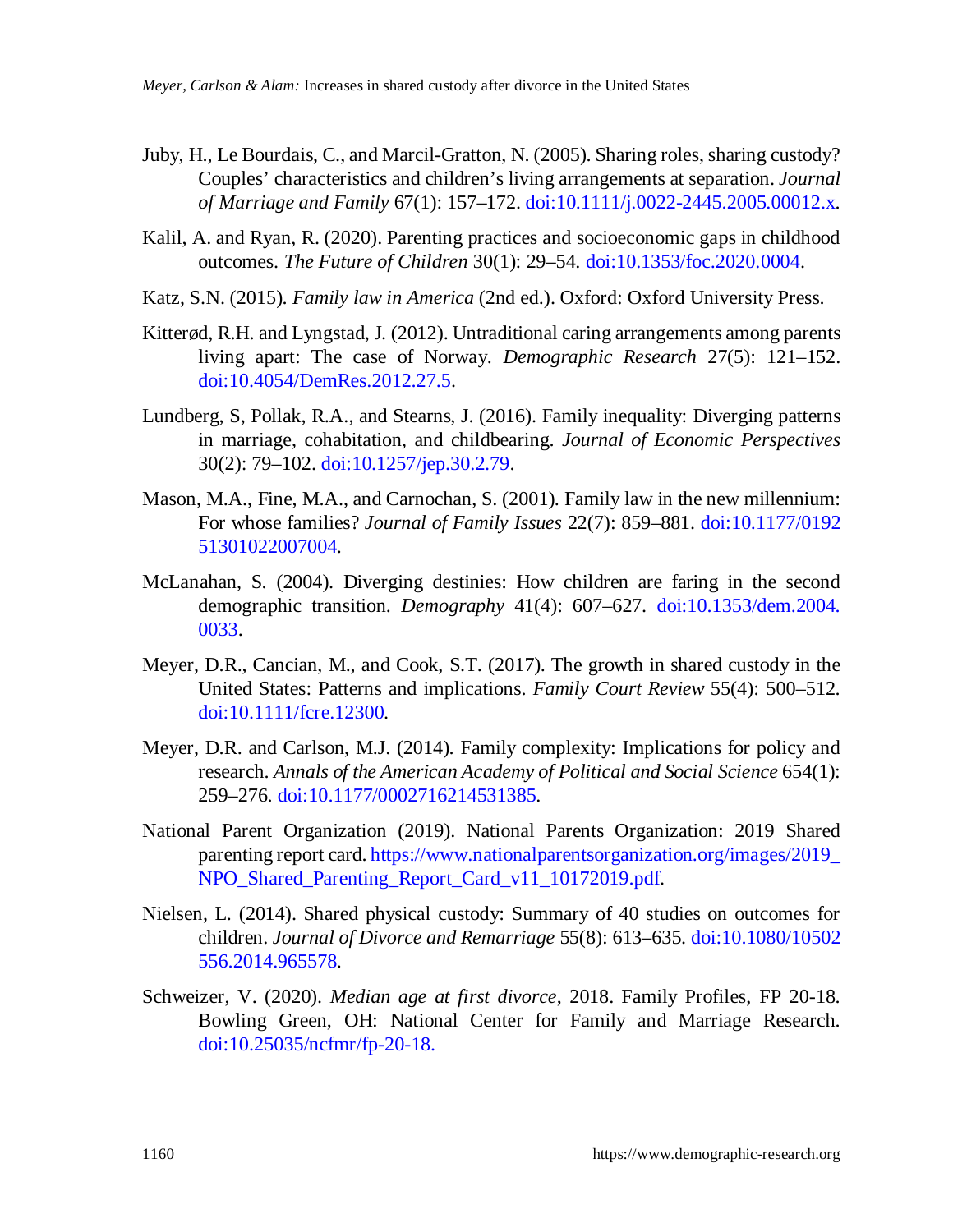Juby, H., Le Bourdais, C., and Marcil-Gratton, N. (2005). Sharing roles, sharing custody? Couples' characteristics and children's living arrangements at separation. *Journal of Marriage and Family* 67(1): 157–172. doi:10.1111/j.0022-2445.2005.00012.x.

Kalil, A. and Ryan, R. (2020). Parenting practices and socioeconomic gaps in childhood outcomes. *The Future of Children* 30(1): 29–54. doi:10.1353/foc.2020.0004.

Katz, S.N. (2015). *Family law in America* (2nd ed.). Oxford: Oxford University Press.

Kitterød, R.H. and Lyngstad, J. (2012). Untraditional caring arrangements among parents living apart: The case of Norway. *Demographic Research* 27(5): 121–152. doi:10.4054/DemRes.2012.27.5.

Lundberg, S, Pollak, R.A., and Stearns, J. (2016). Family inequality: Diverging patterns in marriage, cohabitation, and childbearing. *Journal of Economic Perspectives* 30(2): 79–102. doi:10.1257/jep.30.2.79.

Mason, M.A., Fine, M.A., and Carnochan, S. (2001). Family law in the new millennium: For whose families? *Journal of Family Issues* 22(7): 859–881. doi:10.1177/019251301022007004.

McLanahan, S. (2004). Diverging destinies: How children are faring in the second demographic transition. *Demography* 41(4): 607–627. doi:10.1353/dem.2004.0033.

Meyer, D.R., Cancian, M., and Cook, S.T. (2017). The growth in shared custody in the United States: Patterns and implications. *Family Court Review* 55(4): 500–512. doi:10.1111/fcre.12300.

Meyer, D.R. and Carlson, M.J. (2014). Family complexity: Implications for policy and research. *Annals of the American Academy of Political and Social Science* 654(1): 259–276. doi:10.1177/0002716214531385.

National Parent Organization (2019). National Parents Organization: 2019 Shared parenting report card. https://www.nationalparentsorganization.org/images/2019_NPO_Shared_Parenting_Report_Card_v11_10172019.pdf.

Nielsen, L. (2014). Shared physical custody: Summary of 40 studies on outcomes for children. *Journal of Divorce and Remarriage* 55(8): 613–635. doi:10.1080/10502556.2014.965578.

Schweizer, V. (2020). *Median age at first divorce*, 2018. Family Profiles, FP 20-18. Bowling Green, OH: National Center for Family and Marriage Research. doi:10.25035/ncfmr/fp-20-18.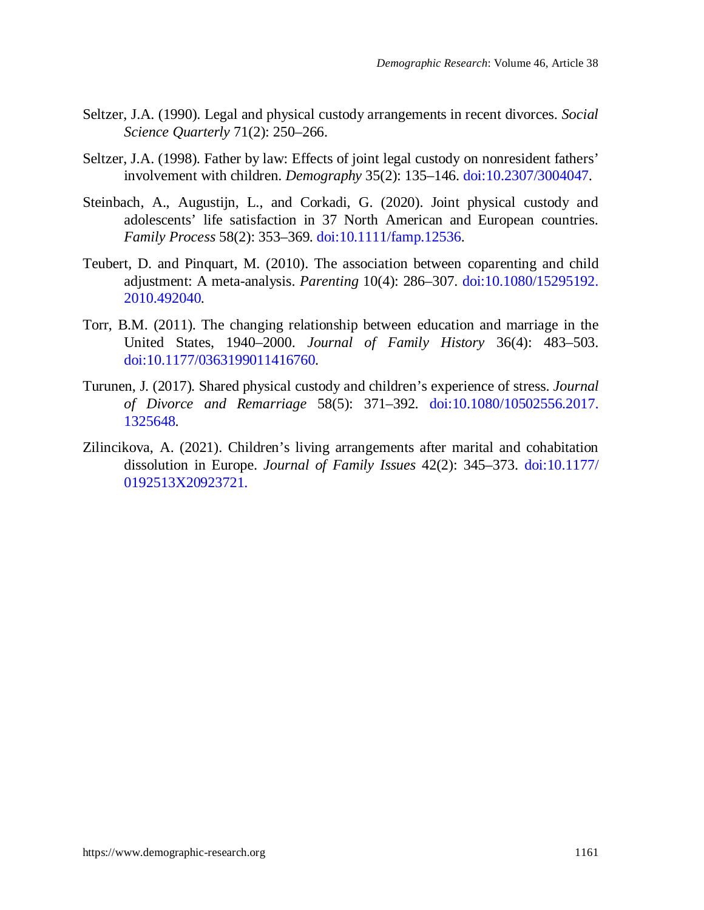Seltzer, J.A. (1990). Legal and physical custody arrangements in recent divorces. *Social Science Quarterly* 71(2): 250–266.

Seltzer, J.A. (1998). Father by law: Effects of joint legal custody on nonresident fathers' involvement with children. *Demography* 35(2): 135–146. doi:10.2307/3004047.

Steinbach, A., Augustijn, L., and Corkadi, G. (2020). Joint physical custody and adolescents' life satisfaction in 37 North American and European countries. *Family Process* 58(2): 353–369. doi:10.1111/famp.12536.

Teubert, D. and Pinquart, M. (2010). The association between coparenting and child adjustment: A meta-analysis. *Parenting* 10(4): 286–307. doi:10.1080/15295192.2010.492040.

Torr, B.M. (2011). The changing relationship between education and marriage in the United States, 1940–2000. *Journal of Family History* 36(4): 483–503. doi:10.1177/0363199011416760.

Turunen, J. (2017). Shared physical custody and children's experience of stress. *Journal of Divorce and Remarriage* 58(5): 371–392. doi:10.1080/10502556.2017.1325648.

Zilincikova, A. (2021). Children's living arrangements after marital and cohabitation dissolution in Europe. *Journal of Family Issues* 42(2): 345–373. doi:10.1177/0192513X20923721.